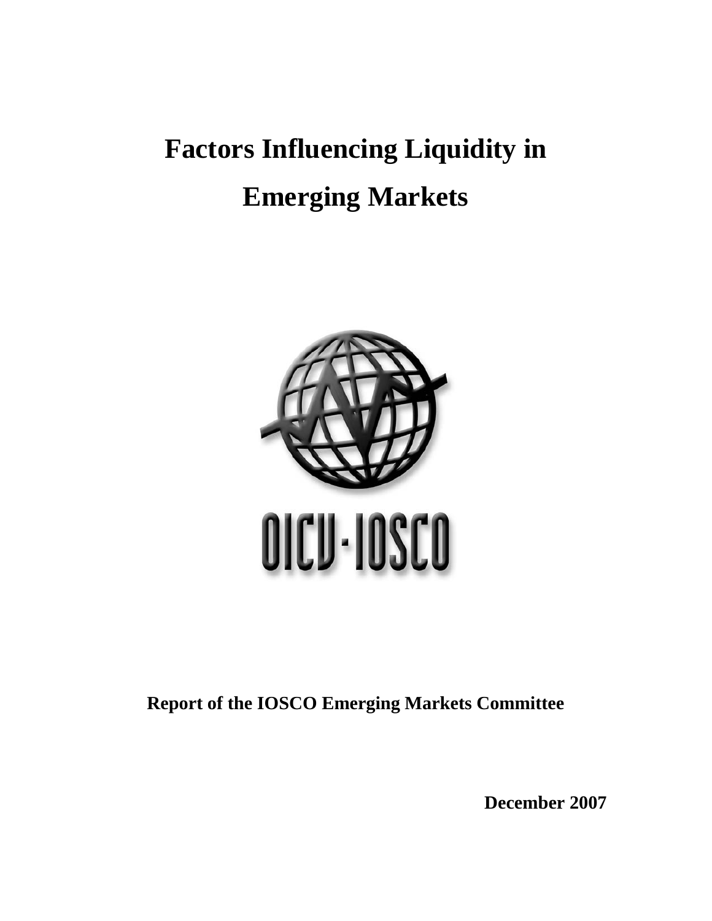# Factors Influencing Liquidity in Emerging Markets

OICU-IOSCO

**Report of the IOSCO Emerging Markets Committee**

**December 2007**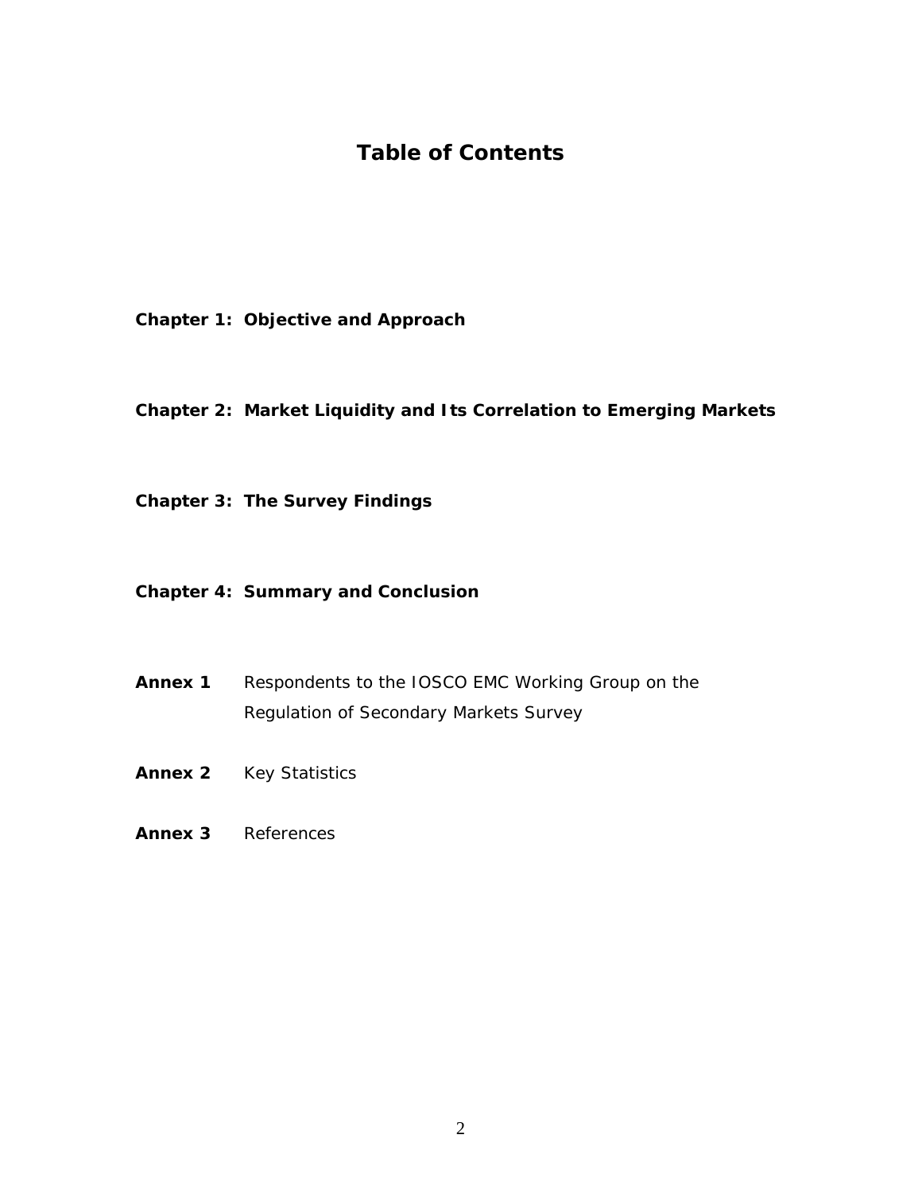# Table of Contents

**Chapter 1: Objective and Approach**

**Chapter 2: Market Liquidity and Its Correlation to Emerging Markets**

**Chapter 3: The Survey Findings**

**Chapter 4: Summary and Conclusion**

**Annex 1** Respondents to the IOSCO EMC Working Group on the Regulation of Secondary Markets Survey

**Annex 2** Key Statistics

**Annex 3** References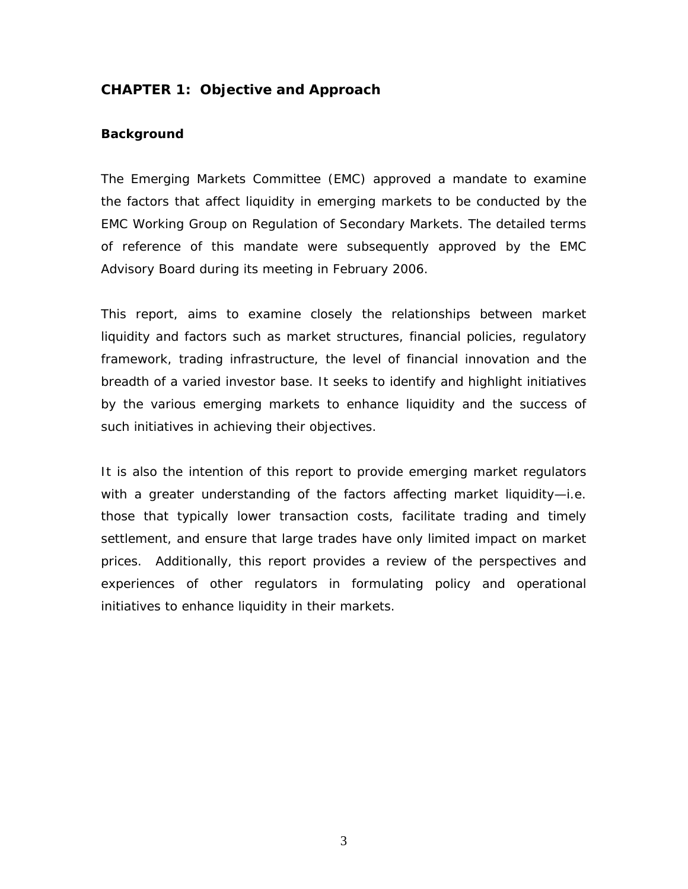## CHAPTER 1: Objective and Approach

### Background

The Emerging Markets Committee (EMC) approved a mandate to examine the factors that affect liquidity in emerging markets to be conducted by the EMC Working Group on Regulation of Secondary Markets. The detailed terms of reference of this mandate were subsequently approved by the EMC Advisory Board during its meeting in February 2006.

This report, aims to examine closely the relationships between market liquidity and factors such as market structures, financial policies, regulatory framework, trading infrastructure, the level of financial innovation and the breadth of a varied investor base. It seeks to identify and highlight initiatives by the various emerging markets to enhance liquidity and the success of such initiatives in achieving their objectives.

It is also the intention of this report to provide emerging market regulators with a greater understanding of the factors affecting market liquidity—i.e. those that typically lower transaction costs, facilitate trading and timely settlement, and ensure that large trades have only limited impact on market prices. Additionally, this report provides a review of the perspectives and experiences of other regulators in formulating policy and operational initiatives to enhance liquidity in their markets.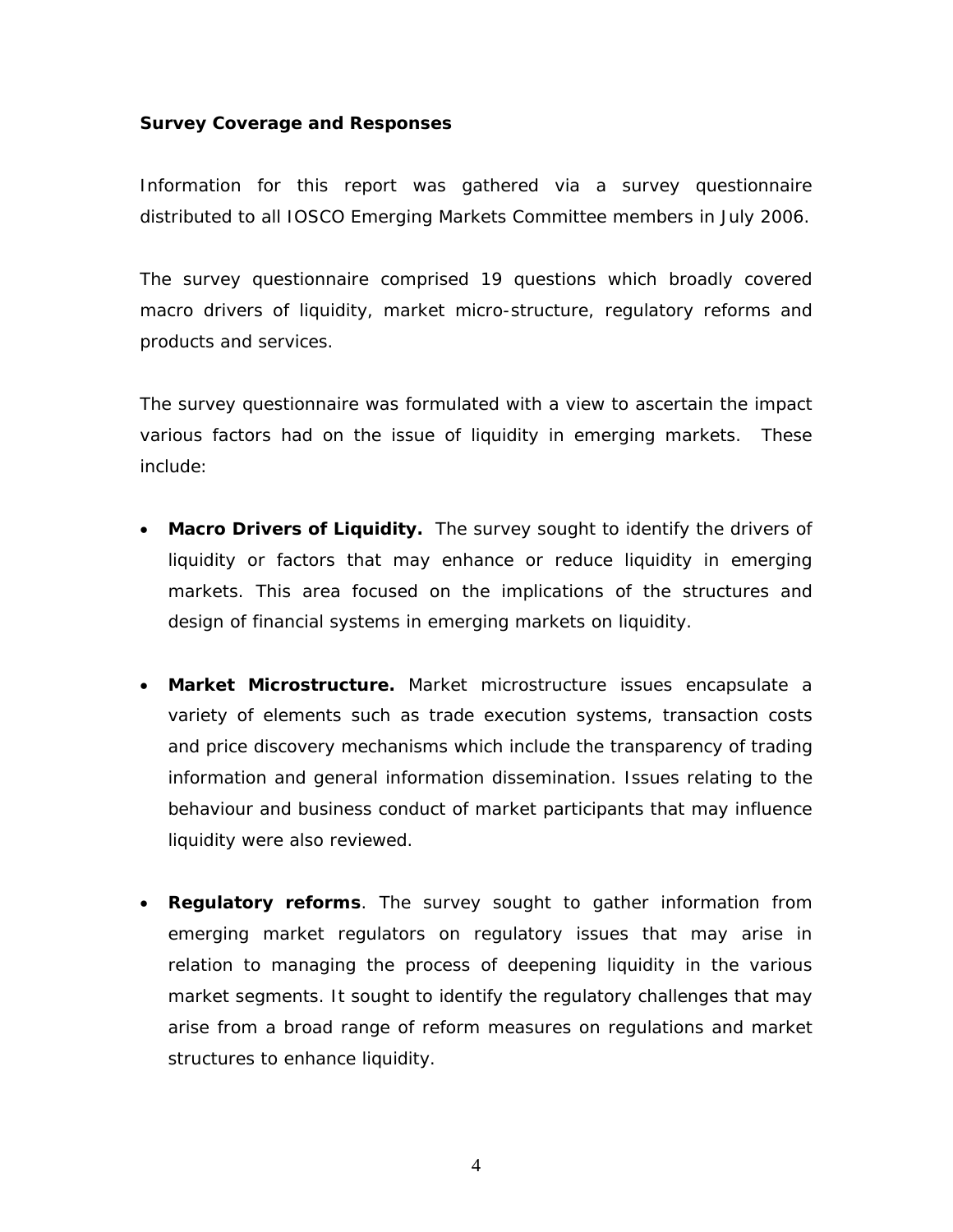**Survey Coverage and Responses**

Information for this report was gathered via a survey questionnaire distributed to all IOSCO Emerging Markets Committee members in July 2006.

The survey questionnaire comprised 19 questions which broadly covered macro drivers of liquidity, market micro-structure, regulatory reforms and products and services.

The survey questionnaire was formulated with a view to ascertain the impact various factors had on the issue of liquidity in emerging markets. These include:

- **Macro Drivers of Liquidity.** The survey sought to identify the drivers of liquidity or factors that may enhance or reduce liquidity in emerging markets. This area focused on the implications of the structures and design of financial systems in emerging markets on liquidity.

- **Market Microstructure.** Market microstructure issues encapsulate a variety of elements such as trade execution systems, transaction costs and price discovery mechanisms which include the transparency of trading information and general information dissemination. Issues relating to the behaviour and business conduct of market participants that may influence liquidity were also reviewed.

- **Regulatory reforms**. The survey sought to gather information from emerging market regulators on regulatory issues that may arise in relation to managing the process of deepening liquidity in the various market segments. It sought to identify the regulatory challenges that may arise from a broad range of reform measures on regulations and market structures to enhance liquidity.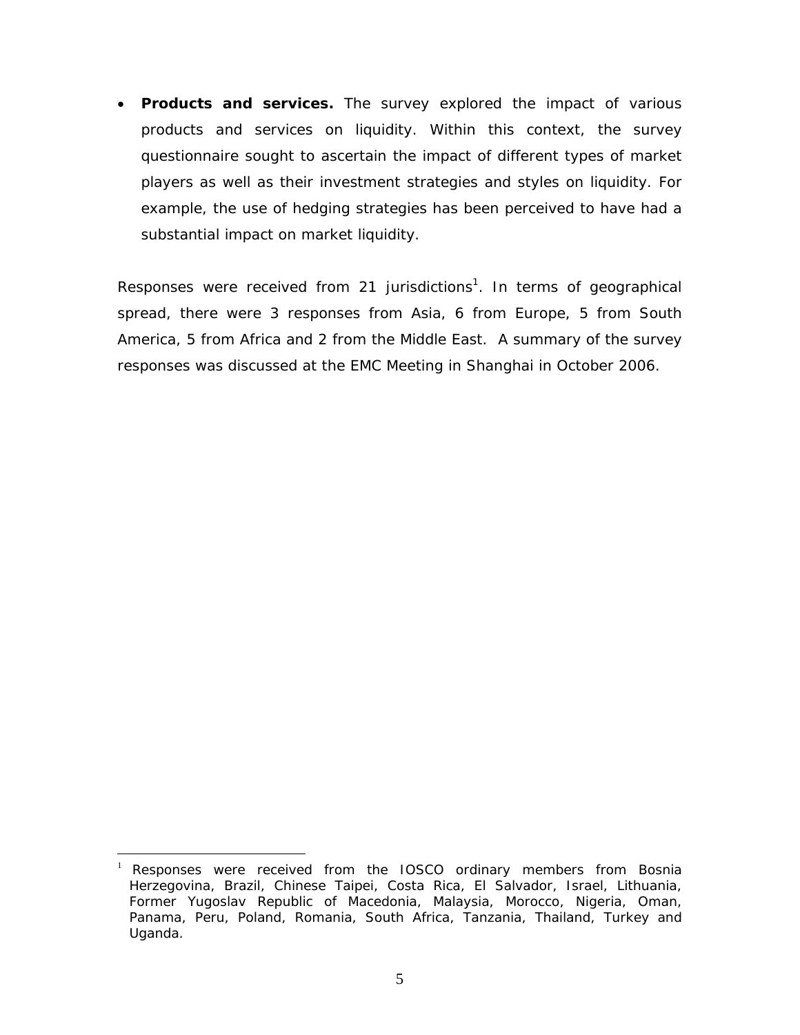- **Products and services.** The survey explored the impact of various products and services on liquidity. Within this context, the survey questionnaire sought to ascertain the impact of different types of market players as well as their investment strategies and styles on liquidity. For example, the use of hedging strategies has been perceived to have had a substantial impact on market liquidity.

Responses were received from 21 jurisdictions[1]. In terms of geographical spread, there were 3 responses from Asia, 6 from Europe, 5 from South America, 5 from Africa and 2 from the Middle East. A summary of the survey responses was discussed at the EMC Meeting in Shanghai in October 2006.

---

[1] Responses were received from the IOSCO ordinary members from Bosnia Herzegovina, Brazil, Chinese Taipei, Costa Rica, El Salvador, Israel, Lithuania, Former Yugoslav Republic of Macedonia, Malaysia, Morocco, Nigeria, Oman, Panama, Peru, Poland, Romania, South Africa, Tanzania, Thailand, Turkey and Uganda.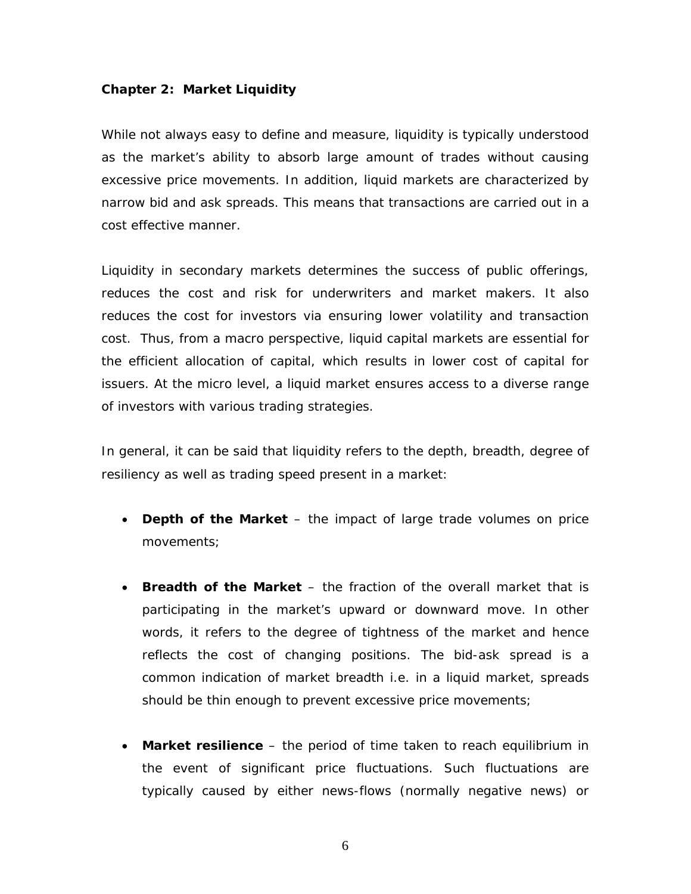**Chapter 2: Market Liquidity**

While not always easy to define and measure, liquidity is typically understood as the market's ability to absorb large amount of trades without causing excessive price movements. In addition, liquid markets are characterized by narrow bid and ask spreads. This means that transactions are carried out in a cost effective manner.

Liquidity in secondary markets determines the success of public offerings, reduces the cost and risk for underwriters and market makers. It also reduces the cost for investors via ensuring lower volatility and transaction cost. Thus, from a macro perspective, liquid capital markets are essential for the efficient allocation of capital, which results in lower cost of capital for issuers. At the micro level, a liquid market ensures access to a diverse range of investors with various trading strategies.

In general, it can be said that liquidity refers to the depth, breadth, degree of resiliency as well as trading speed present in a market:

- **Depth of the Market** – the impact of large trade volumes on price movements;

- **Breadth of the Market** – the fraction of the overall market that is participating in the market's upward or downward move. In other words, it refers to the degree of tightness of the market and hence reflects the cost of changing positions. The bid-ask spread is a common indication of market breadth i.e. in a liquid market, spreads should be thin enough to prevent excessive price movements;

- **Market resilience** – the period of time taken to reach equilibrium in the event of significant price fluctuations. Such fluctuations are typically caused by either news-flows (normally negative news) or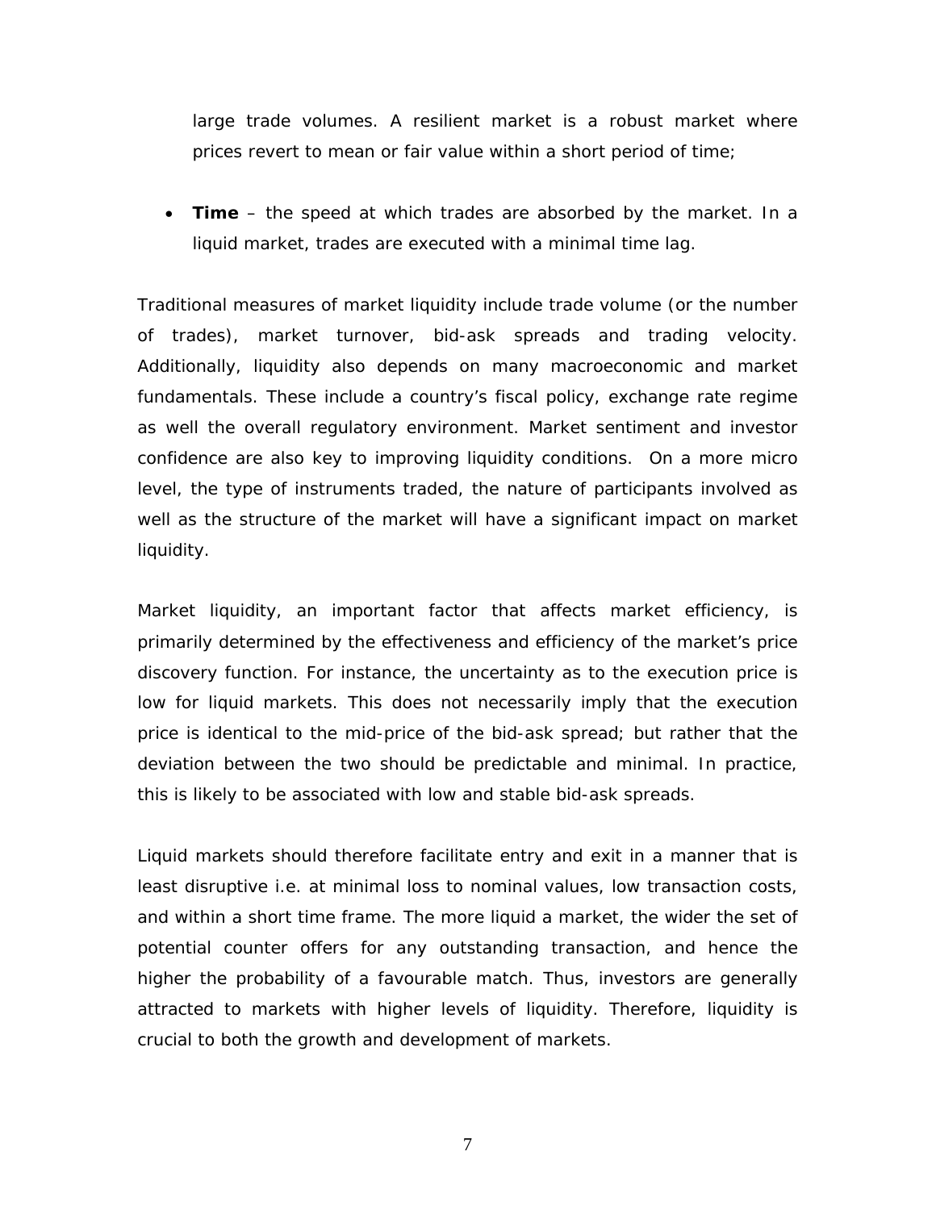large trade volumes. A resilient market is a robust market where prices revert to mean or fair value within a short period of time;

- **Time** – the speed at which trades are absorbed by the market. In a liquid market, trades are executed with a minimal time lag.

Traditional measures of market liquidity include trade volume (or the number of trades), market turnover, bid-ask spreads and trading velocity. Additionally, liquidity also depends on many macroeconomic and market fundamentals. These include a country's fiscal policy, exchange rate regime as well the overall regulatory environment. Market sentiment and investor confidence are also key to improving liquidity conditions. On a more micro level, the type of instruments traded, the nature of participants involved as well as the structure of the market will have a significant impact on market liquidity.

Market liquidity, an important factor that affects market efficiency, is primarily determined by the effectiveness and efficiency of the market's price discovery function. For instance, the uncertainty as to the execution price is low for liquid markets. This does not necessarily imply that the execution price is identical to the mid-price of the bid-ask spread; but rather that the deviation between the two should be predictable and minimal. In practice, this is likely to be associated with low and stable bid-ask spreads.

Liquid markets should therefore facilitate entry and exit in a manner that is least disruptive i.e. at minimal loss to nominal values, low transaction costs, and within a short time frame. The more liquid a market, the wider the set of potential counter offers for any outstanding transaction, and hence the higher the probability of a favourable match. Thus, investors are generally attracted to markets with higher levels of liquidity. Therefore, liquidity is crucial to both the growth and development of markets.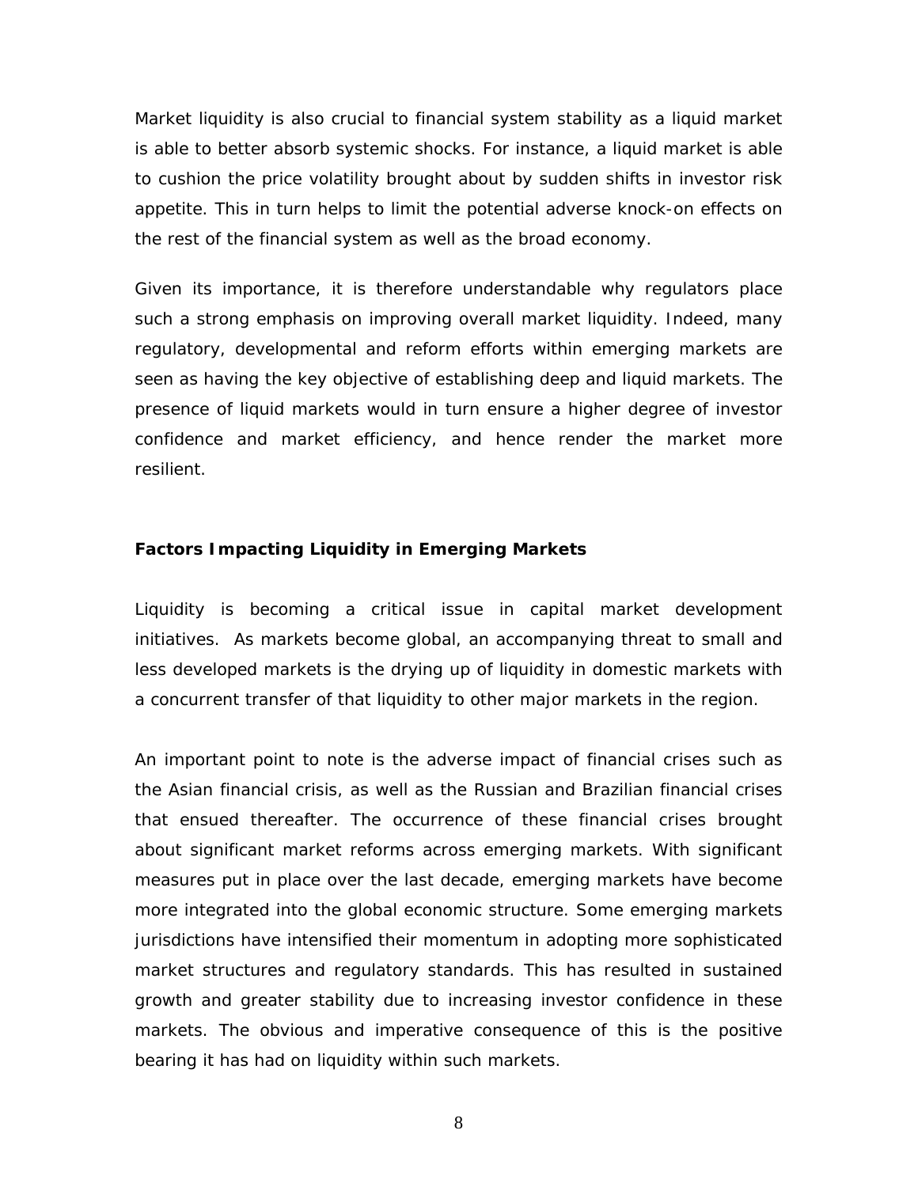Market liquidity is also crucial to financial system stability as a liquid market is able to better absorb systemic shocks. For instance, a liquid market is able to cushion the price volatility brought about by sudden shifts in investor risk appetite. This in turn helps to limit the potential adverse knock-on effects on the rest of the financial system as well as the broad economy.

Given its importance, it is therefore understandable why regulators place such a strong emphasis on improving overall market liquidity. Indeed, many regulatory, developmental and reform efforts within emerging markets are seen as having the key objective of establishing deep and liquid markets. The presence of liquid markets would in turn ensure a higher degree of investor confidence and market efficiency, and hence render the market more resilient.

**Factors Impacting Liquidity in Emerging Markets**

Liquidity is becoming a critical issue in capital market development initiatives. As markets become global, an accompanying threat to small and less developed markets is the drying up of liquidity in domestic markets with a concurrent transfer of that liquidity to other major markets in the region.

An important point to note is the adverse impact of financial crises such as the Asian financial crisis, as well as the Russian and Brazilian financial crises that ensued thereafter. The occurrence of these financial crises brought about significant market reforms across emerging markets. With significant measures put in place over the last decade, emerging markets have become more integrated into the global economic structure. Some emerging markets jurisdictions have intensified their momentum in adopting more sophisticated market structures and regulatory standards. This has resulted in sustained growth and greater stability due to increasing investor confidence in these markets. The obvious and imperative consequence of this is the positive bearing it has had on liquidity within such markets.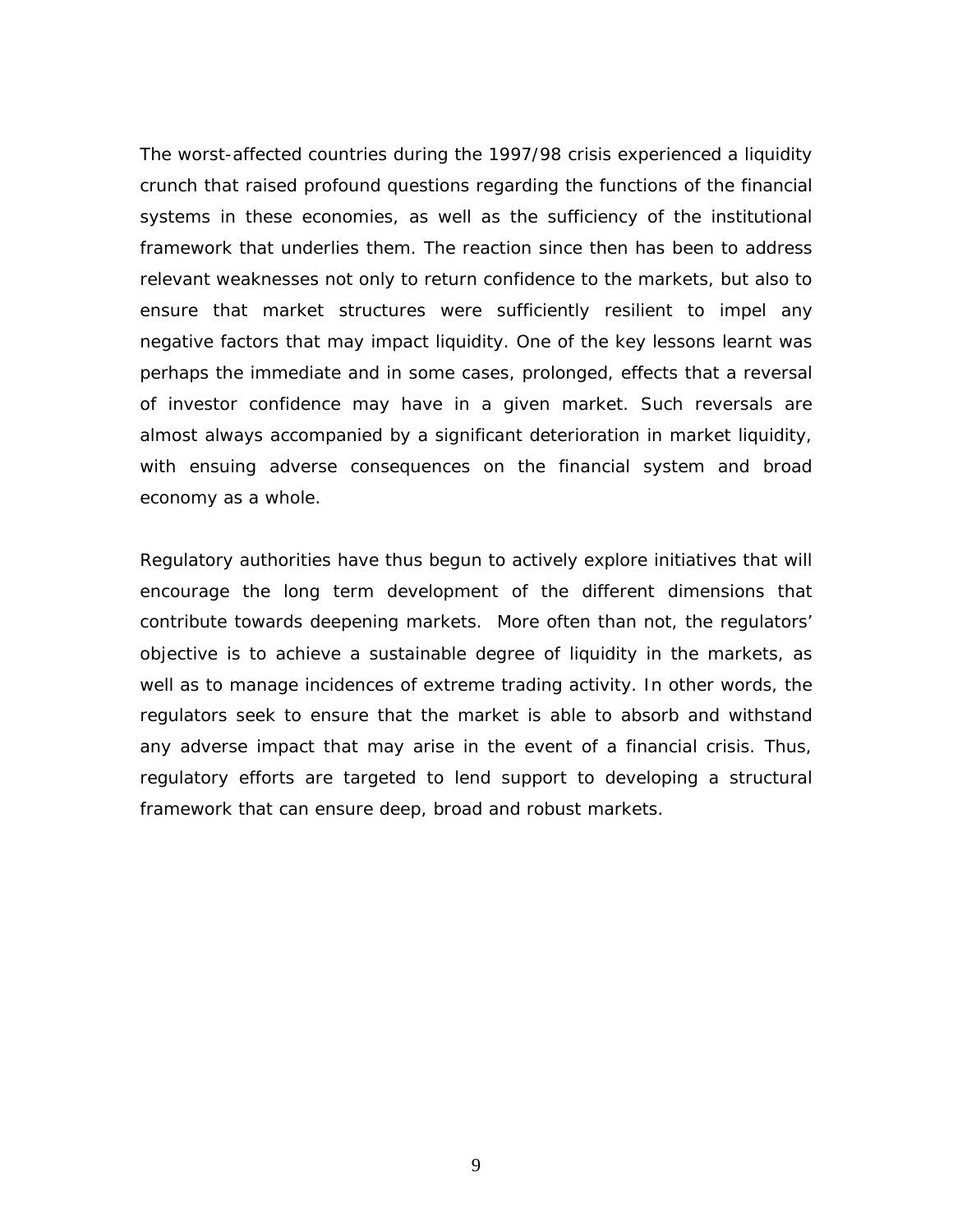The worst-affected countries during the 1997/98 crisis experienced a liquidity crunch that raised profound questions regarding the functions of the financial systems in these economies, as well as the sufficiency of the institutional framework that underlies them. The reaction since then has been to address relevant weaknesses not only to return confidence to the markets, but also to ensure that market structures were sufficiently resilient to impel any negative factors that may impact liquidity. One of the key lessons learnt was perhaps the immediate and in some cases, prolonged, effects that a reversal of investor confidence may have in a given market. Such reversals are almost always accompanied by a significant deterioration in market liquidity, with ensuing adverse consequences on the financial system and broad economy as a whole.

Regulatory authorities have thus begun to actively explore initiatives that will encourage the long term development of the different dimensions that contribute towards deepening markets. More often than not, the regulators' objective is to achieve a sustainable degree of liquidity in the markets, as well as to manage incidences of extreme trading activity. In other words, the regulators seek to ensure that the market is able to absorb and withstand any adverse impact that may arise in the event of a financial crisis. Thus, regulatory efforts are targeted to lend support to developing a structural framework that can ensure deep, broad and robust markets.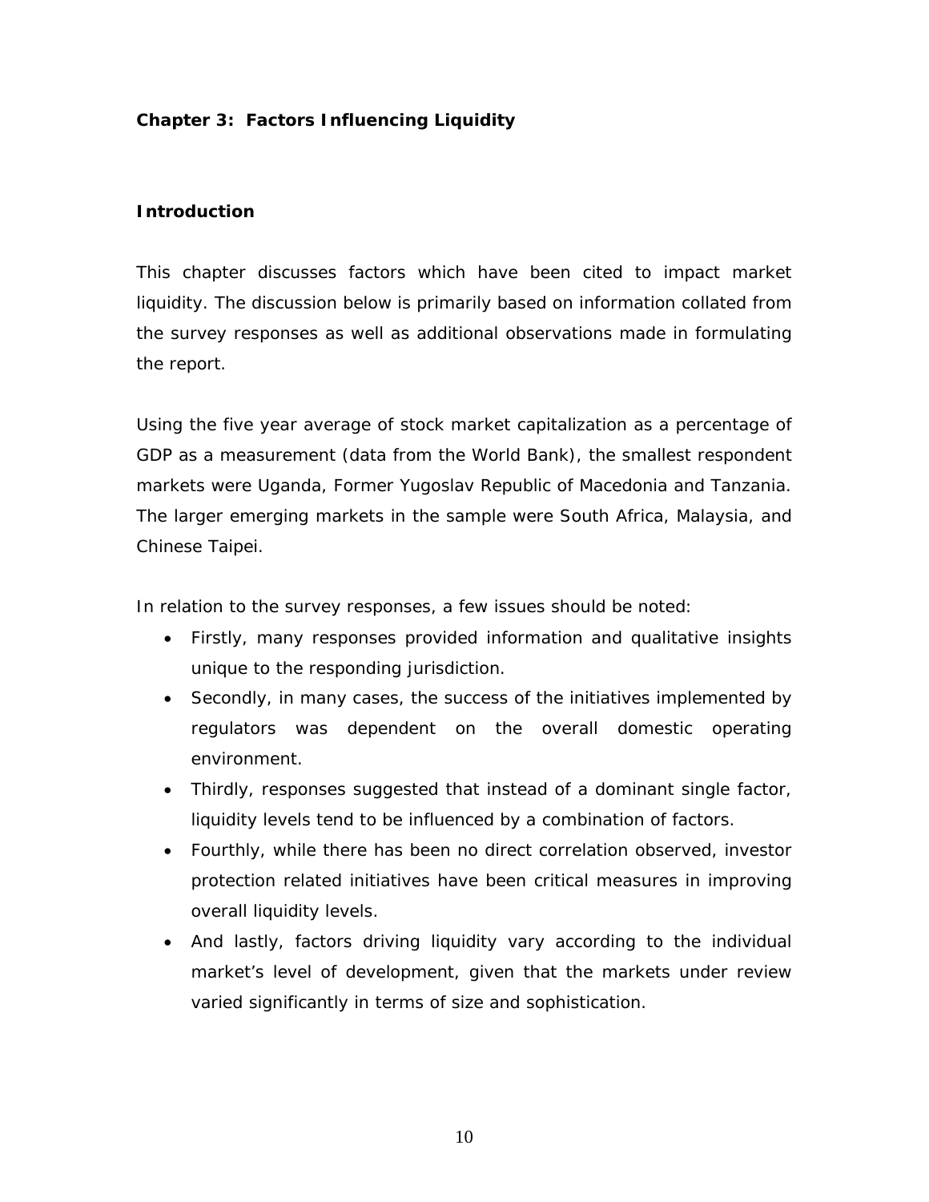## Chapter 3: Factors Influencing Liquidity

### Introduction

This chapter discusses factors which have been cited to impact market liquidity. The discussion below is primarily based on information collated from the survey responses as well as additional observations made in formulating the report.

Using the five year average of stock market capitalization as a percentage of GDP as a measurement (data from the World Bank), the smallest respondent markets were Uganda, Former Yugoslav Republic of Macedonia and Tanzania. The larger emerging markets in the sample were South Africa, Malaysia, and Chinese Taipei.

In relation to the survey responses, a few issues should be noted:

- Firstly, many responses provided information and qualitative insights unique to the responding jurisdiction.
- Secondly, in many cases, the success of the initiatives implemented by regulators was dependent on the overall domestic operating environment.
- Thirdly, responses suggested that instead of a dominant single factor, liquidity levels tend to be influenced by a combination of factors.
- Fourthly, while there has been no direct correlation observed, investor protection related initiatives have been critical measures in improving overall liquidity levels.
- And lastly, factors driving liquidity vary according to the individual market's level of development, given that the markets under review varied significantly in terms of size and sophistication.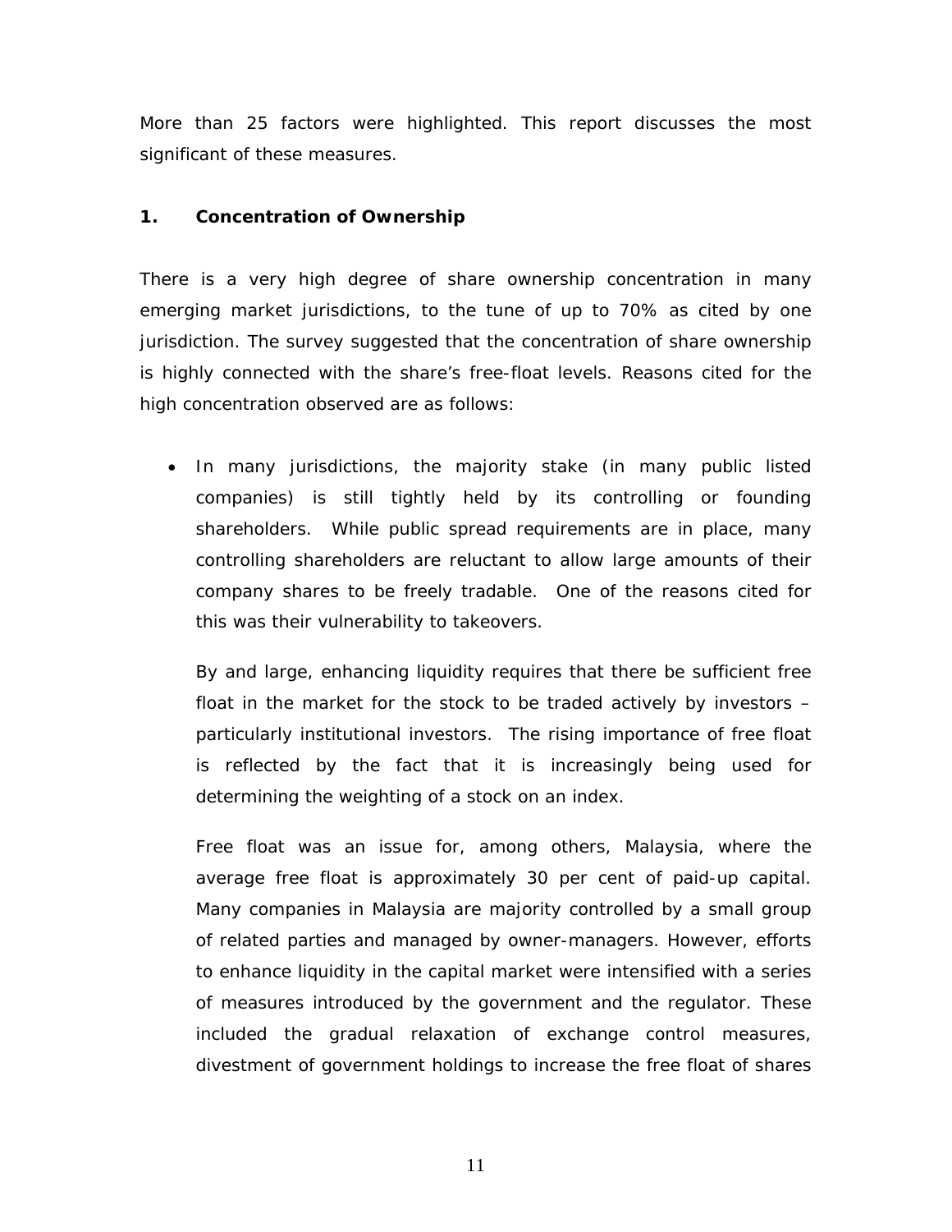More than 25 factors were highlighted. This report discusses the most significant of these measures.

## 1. Concentration of Ownership

There is a very high degree of share ownership concentration in many emerging market jurisdictions, to the tune of up to 70% as cited by one jurisdiction. The survey suggested that the concentration of share ownership is highly connected with the share's free-float levels. Reasons cited for the high concentration observed are as follows:

- In many jurisdictions, the majority stake (in many public listed companies) is still tightly held by its controlling or founding shareholders. While public spread requirements are in place, many controlling shareholders are reluctant to allow large amounts of their company shares to be freely tradable. One of the reasons cited for this was their vulnerability to takeovers.

  By and large, enhancing liquidity requires that there be sufficient free float in the market for the stock to be traded actively by investors – particularly institutional investors. The rising importance of free float is reflected by the fact that it is increasingly being used for determining the weighting of a stock on an index.

  Free float was an issue for, among others, Malaysia, where the average free float is approximately 30 per cent of paid-up capital. Many companies in Malaysia are majority controlled by a small group of related parties and managed by owner-managers. However, efforts to enhance liquidity in the capital market were intensified with a series of measures introduced by the government and the regulator. These included the gradual relaxation of exchange control measures, divestment of government holdings to increase the free float of shares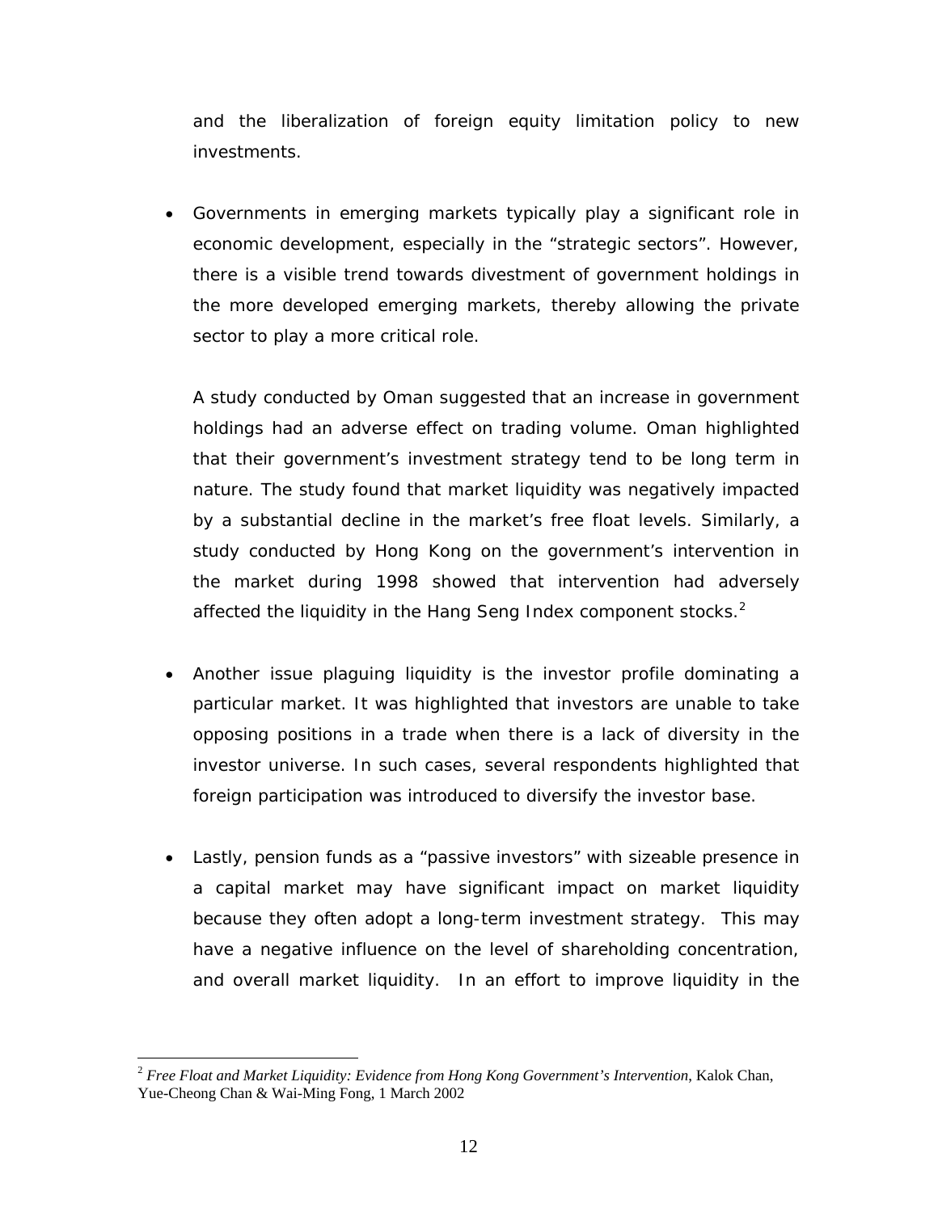and the liberalization of foreign equity limitation policy to new investments.

- Governments in emerging markets typically play a significant role in economic development, especially in the "strategic sectors". However, there is a visible trend towards divestment of government holdings in the more developed emerging markets, thereby allowing the private sector to play a more critical role.

  A study conducted by Oman suggested that an increase in government holdings had an adverse effect on trading volume. Oman highlighted that their government's investment strategy tend to be long term in nature. The study found that market liquidity was negatively impacted by a substantial decline in the market's free float levels. Similarly, a study conducted by Hong Kong on the government's intervention in the market during 1998 showed that intervention had adversely affected the liquidity in the Hang Seng Index component stocks.[2]

- Another issue plaguing liquidity is the investor profile dominating a particular market. It was highlighted that investors are unable to take opposing positions in a trade when there is a lack of diversity in the investor universe. In such cases, several respondents highlighted that foreign participation was introduced to diversify the investor base.

- Lastly, pension funds as a "passive investors" with sizeable presence in a capital market may have significant impact on market liquidity because they often adopt a long-term investment strategy. This may have a negative influence on the level of shareholding concentration, and overall market liquidity. In an effort to improve liquidity in the

---

[2] *Free Float and Market Liquidity: Evidence from Hong Kong Government's Intervention*, Kalok Chan, Yue-Cheong Chan & Wai-Ming Fong, 1 March 2002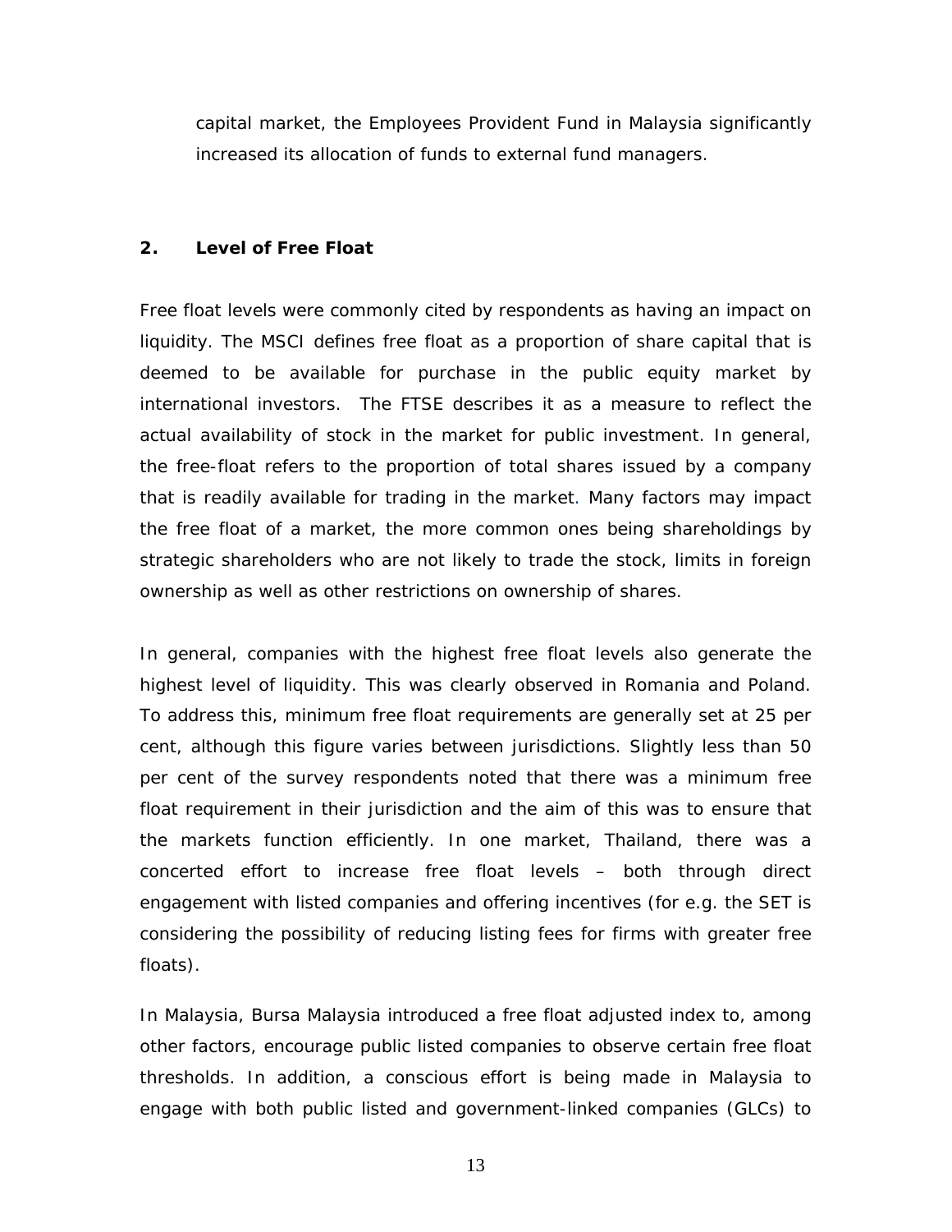capital market, the Employees Provident Fund in Malaysia significantly increased its allocation of funds to external fund managers.

## 2. Level of Free Float

Free float levels were commonly cited by respondents as having an impact on liquidity. The MSCI defines free float as a proportion of share capital that is deemed to be available for purchase in the public equity market by international investors. The FTSE describes it as a measure to reflect the actual availability of stock in the market for public investment. In general, the free-float refers to the proportion of total shares issued by a company that is readily available for trading in the market. Many factors may impact the free float of a market, the more common ones being shareholdings by strategic shareholders who are not likely to trade the stock, limits in foreign ownership as well as other restrictions on ownership of shares.

In general, companies with the highest free float levels also generate the highest level of liquidity. This was clearly observed in Romania and Poland. To address this, minimum free float requirements are generally set at 25 per cent, although this figure varies between jurisdictions. Slightly less than 50 per cent of the survey respondents noted that there was a minimum free float requirement in their jurisdiction and the aim of this was to ensure that the markets function efficiently. In one market, Thailand, there was a concerted effort to increase free float levels – both through direct engagement with listed companies and offering incentives (for e.g. the SET is considering the possibility of reducing listing fees for firms with greater free floats).

In Malaysia, Bursa Malaysia introduced a free float adjusted index to, among other factors, encourage public listed companies to observe certain free float thresholds. In addition, a conscious effort is being made in Malaysia to engage with both public listed and government-linked companies (GLCs) to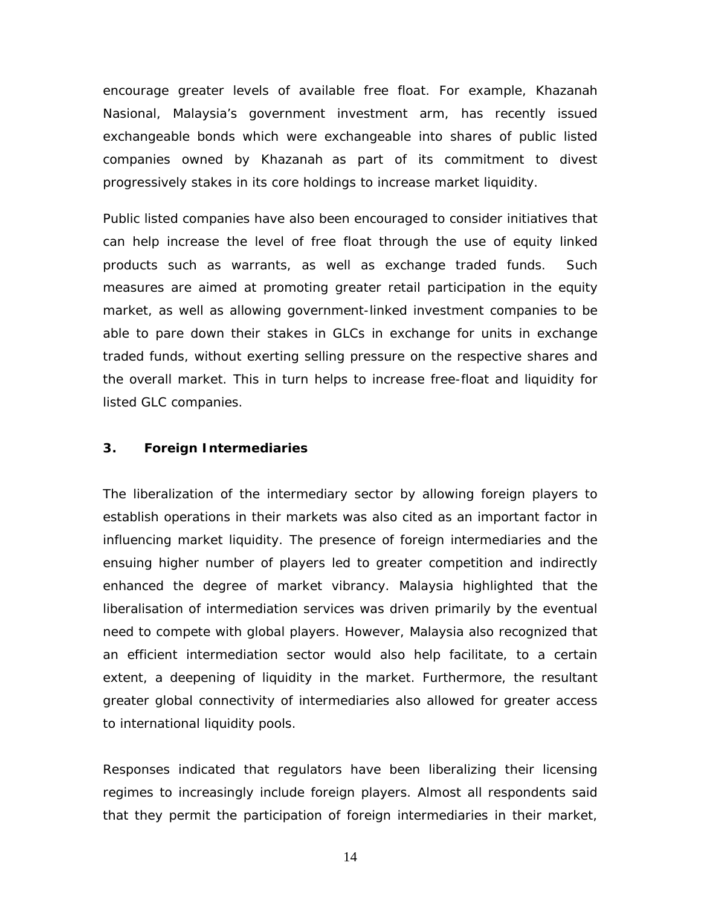encourage greater levels of available free float. For example, Khazanah Nasional, Malaysia's government investment arm, has recently issued exchangeable bonds which were exchangeable into shares of public listed companies owned by Khazanah as part of its commitment to divest progressively stakes in its core holdings to increase market liquidity.

Public listed companies have also been encouraged to consider initiatives that can help increase the level of free float through the use of equity linked products such as warrants, as well as exchange traded funds. Such measures are aimed at promoting greater retail participation in the equity market, as well as allowing government-linked investment companies to be able to pare down their stakes in GLCs in exchange for units in exchange traded funds, without exerting selling pressure on the respective shares and the overall market. This in turn helps to increase free-float and liquidity for listed GLC companies.

### 3. Foreign Intermediaries

The liberalization of the intermediary sector by allowing foreign players to establish operations in their markets was also cited as an important factor in influencing market liquidity. The presence of foreign intermediaries and the ensuing higher number of players led to greater competition and indirectly enhanced the degree of market vibrancy. Malaysia highlighted that the liberalisation of intermediation services was driven primarily by the eventual need to compete with global players. However, Malaysia also recognized that an efficient intermediation sector would also help facilitate, to a certain extent, a deepening of liquidity in the market. Furthermore, the resultant greater global connectivity of intermediaries also allowed for greater access to international liquidity pools.

Responses indicated that regulators have been liberalizing their licensing regimes to increasingly include foreign players. Almost all respondents said that they permit the participation of foreign intermediaries in their market,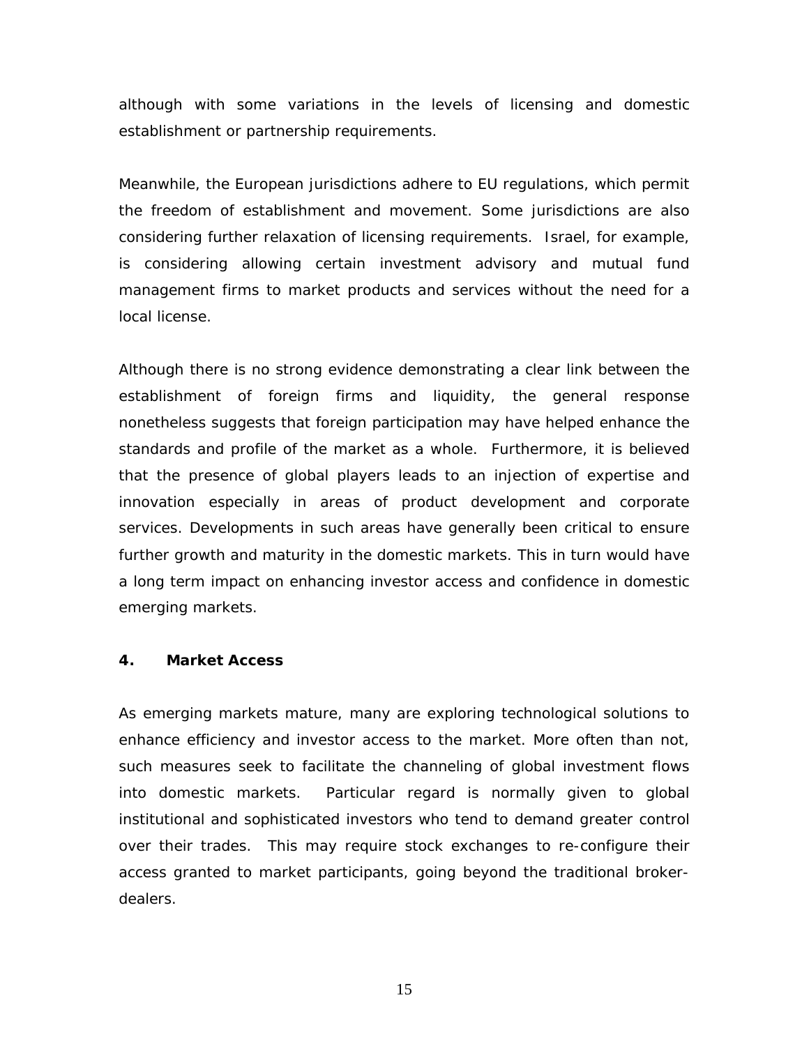although with some variations in the levels of licensing and domestic establishment or partnership requirements.

Meanwhile, the European jurisdictions adhere to EU regulations, which permit the freedom of establishment and movement. Some jurisdictions are also considering further relaxation of licensing requirements. Israel, for example, is considering allowing certain investment advisory and mutual fund management firms to market products and services without the need for a local license.

Although there is no strong evidence demonstrating a clear link between the establishment of foreign firms and liquidity, the general response nonetheless suggests that foreign participation may have helped enhance the standards and profile of the market as a whole. Furthermore, it is believed that the presence of global players leads to an injection of expertise and innovation especially in areas of product development and corporate services. Developments in such areas have generally been critical to ensure further growth and maturity in the domestic markets. This in turn would have a long term impact on enhancing investor access and confidence in domestic emerging markets.

## 4. Market Access

As emerging markets mature, many are exploring technological solutions to enhance efficiency and investor access to the market. More often than not, such measures seek to facilitate the channeling of global investment flows into domestic markets. Particular regard is normally given to global institutional and sophisticated investors who tend to demand greater control over their trades. This may require stock exchanges to re-configure their access granted to market participants, going beyond the traditional broker-dealers.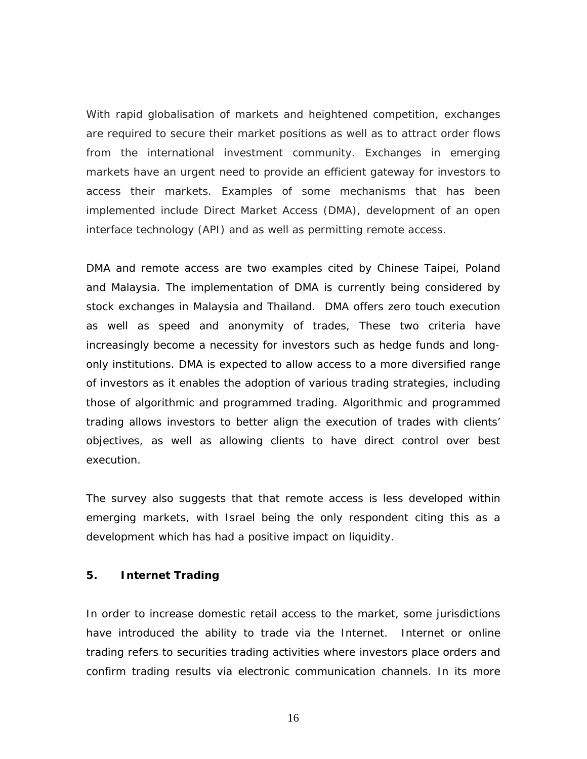With rapid globalisation of markets and heightened competition, exchanges are required to secure their market positions as well as to attract order flows from the international investment community. Exchanges in emerging markets have an urgent need to provide an efficient gateway for investors to access their markets. Examples of some mechanisms that has been implemented include Direct Market Access (DMA), development of an open interface technology (API) and as well as permitting remote access.

DMA and remote access are two examples cited by Chinese Taipei, Poland and Malaysia. The implementation of DMA is currently being considered by stock exchanges in Malaysia and Thailand. DMA offers zero touch execution as well as speed and anonymity of trades, These two criteria have increasingly become a necessity for investors such as hedge funds and long-only institutions. DMA is expected to allow access to a more diversified range of investors as it enables the adoption of various trading strategies, including those of algorithmic and programmed trading. Algorithmic and programmed trading allows investors to better align the execution of trades with clients' objectives, as well as allowing clients to have direct control over best execution.

The survey also suggests that that remote access is less developed within emerging markets, with Israel being the only respondent citing this as a development which has had a positive impact on liquidity.

## 5. Internet Trading

In order to increase domestic retail access to the market, some jurisdictions have introduced the ability to trade via the Internet. Internet or online trading refers to securities trading activities where investors place orders and confirm trading results via electronic communication channels. In its more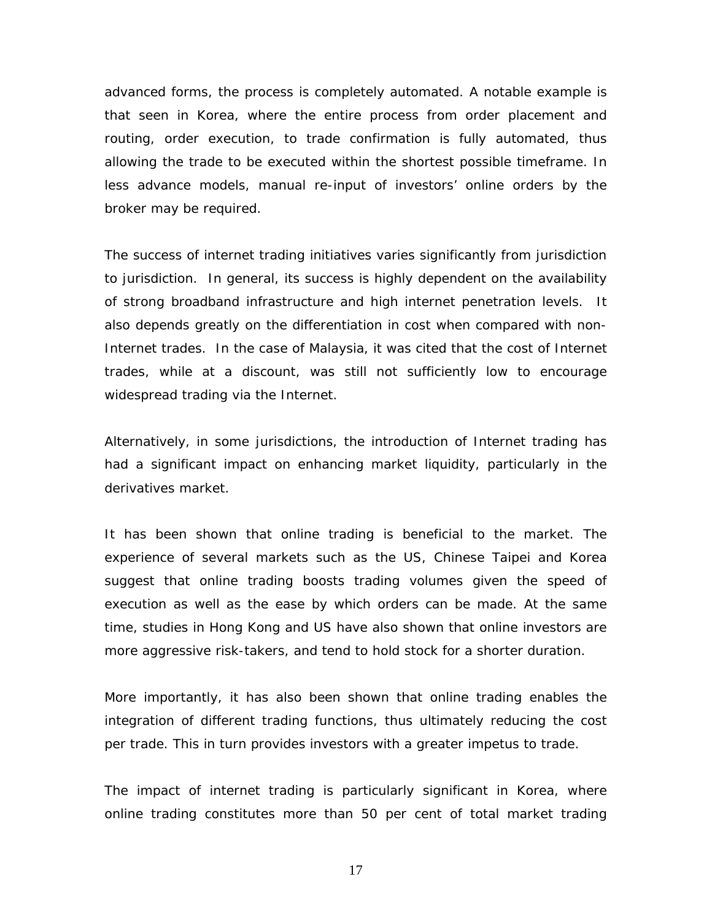advanced forms, the process is completely automated. A notable example is that seen in Korea, where the entire process from order placement and routing, order execution, to trade confirmation is fully automated, thus allowing the trade to be executed within the shortest possible timeframe. In less advance models, manual re-input of investors' online orders by the broker may be required.

The success of internet trading initiatives varies significantly from jurisdiction to jurisdiction. In general, its success is highly dependent on the availability of strong broadband infrastructure and high internet penetration levels. It also depends greatly on the differentiation in cost when compared with non-Internet trades. In the case of Malaysia, it was cited that the cost of Internet trades, while at a discount, was still not sufficiently low to encourage widespread trading via the Internet.

Alternatively, in some jurisdictions, the introduction of Internet trading has had a significant impact on enhancing market liquidity, particularly in the derivatives market.

It has been shown that online trading is beneficial to the market. The experience of several markets such as the US, Chinese Taipei and Korea suggest that online trading boosts trading volumes given the speed of execution as well as the ease by which orders can be made. At the same time, studies in Hong Kong and US have also shown that online investors are more aggressive risk-takers, and tend to hold stock for a shorter duration.

More importantly, it has also been shown that online trading enables the integration of different trading functions, thus ultimately reducing the cost per trade. This in turn provides investors with a greater impetus to trade.

The impact of internet trading is particularly significant in Korea, where online trading constitutes more than 50 per cent of total market trading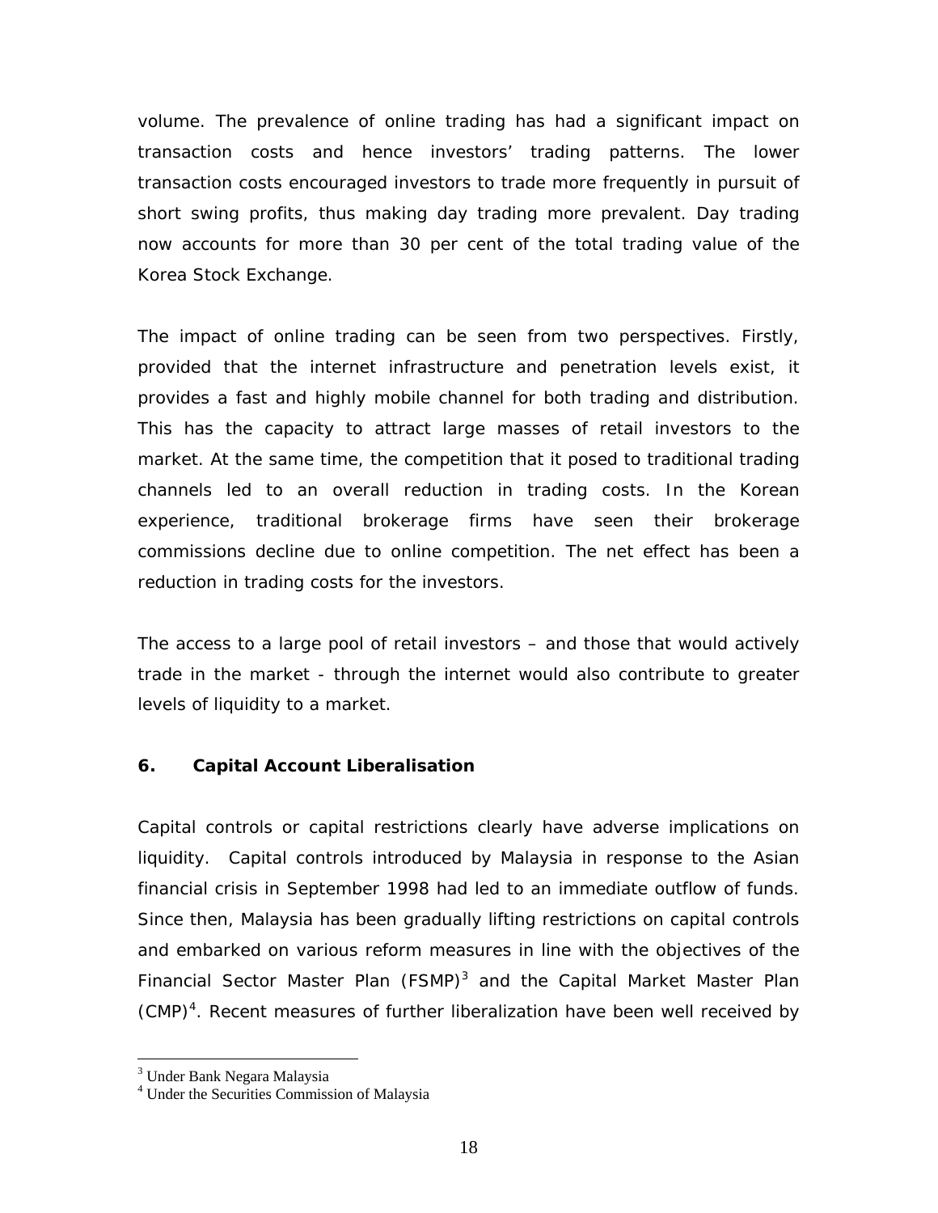volume. The prevalence of online trading has had a significant impact on transaction costs and hence investors' trading patterns. The lower transaction costs encouraged investors to trade more frequently in pursuit of short swing profits, thus making day trading more prevalent. Day trading now accounts for more than 30 per cent of the total trading value of the Korea Stock Exchange.

The impact of online trading can be seen from two perspectives. Firstly, provided that the internet infrastructure and penetration levels exist, it provides a fast and highly mobile channel for both trading and distribution. This has the capacity to attract large masses of retail investors to the market. At the same time, the competition that it posed to traditional trading channels led to an overall reduction in trading costs. In the Korean experience, traditional brokerage firms have seen their brokerage commissions decline due to online competition. The net effect has been a reduction in trading costs for the investors.

The access to a large pool of retail investors – and those that would actively trade in the market - through the internet would also contribute to greater levels of liquidity to a market.

## 6. Capital Account Liberalisation

Capital controls or capital restrictions clearly have adverse implications on liquidity. Capital controls introduced by Malaysia in response to the Asian financial crisis in September 1998 had led to an immediate outflow of funds. Since then, Malaysia has been gradually lifting restrictions on capital controls and embarked on various reform measures in line with the objectives of the Financial Sector Master Plan (FSMP)[3] and the Capital Market Master Plan (CMP)[4]. Recent measures of further liberalization have been well received by

[3] Under Bank Negara Malaysia
[4] Under the Securities Commission of Malaysia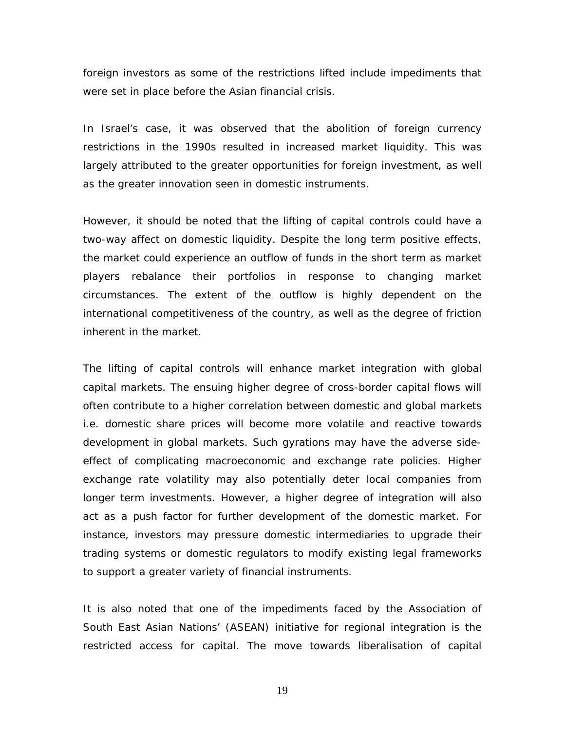foreign investors as some of the restrictions lifted include impediments that were set in place before the Asian financial crisis.

In Israel's case, it was observed that the abolition of foreign currency restrictions in the 1990s resulted in increased market liquidity. This was largely attributed to the greater opportunities for foreign investment, as well as the greater innovation seen in domestic instruments.

However, it should be noted that the lifting of capital controls could have a two-way affect on domestic liquidity. Despite the long term positive effects, the market could experience an outflow of funds in the short term as market players rebalance their portfolios in response to changing market circumstances. The extent of the outflow is highly dependent on the international competitiveness of the country, as well as the degree of friction inherent in the market.

The lifting of capital controls will enhance market integration with global capital markets. The ensuing higher degree of cross-border capital flows will often contribute to a higher correlation between domestic and global markets i.e. domestic share prices will become more volatile and reactive towards development in global markets. Such gyrations may have the adverse side-effect of complicating macroeconomic and exchange rate policies. Higher exchange rate volatility may also potentially deter local companies from longer term investments. However, a higher degree of integration will also act as a push factor for further development of the domestic market. For instance, investors may pressure domestic intermediaries to upgrade their trading systems or domestic regulators to modify existing legal frameworks to support a greater variety of financial instruments.

It is also noted that one of the impediments faced by the Association of South East Asian Nations' (ASEAN) initiative for regional integration is the restricted access for capital. The move towards liberalisation of capital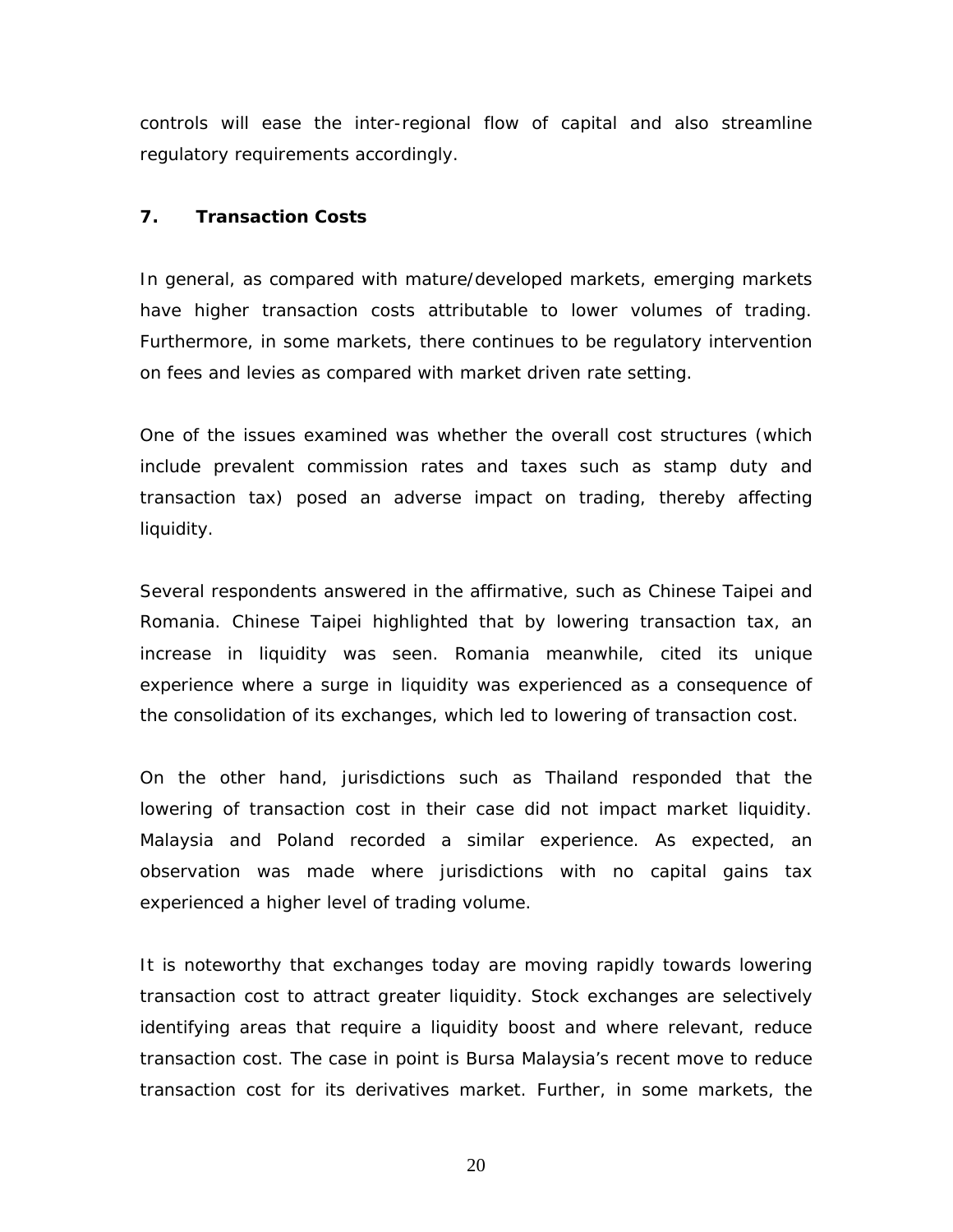controls will ease the inter-regional flow of capital and also streamline regulatory requirements accordingly.

## 7. Transaction Costs

In general, as compared with mature/developed markets, emerging markets have higher transaction costs attributable to lower volumes of trading. Furthermore, in some markets, there continues to be regulatory intervention on fees and levies as compared with market driven rate setting.

One of the issues examined was whether the overall cost structures (which include prevalent commission rates and taxes such as stamp duty and transaction tax) posed an adverse impact on trading, thereby affecting liquidity.

Several respondents answered in the affirmative, such as Chinese Taipei and Romania. Chinese Taipei highlighted that by lowering transaction tax, an increase in liquidity was seen. Romania meanwhile, cited its unique experience where a surge in liquidity was experienced as a consequence of the consolidation of its exchanges, which led to lowering of transaction cost.

On the other hand, jurisdictions such as Thailand responded that the lowering of transaction cost in their case did not impact market liquidity. Malaysia and Poland recorded a similar experience. As expected, an observation was made where jurisdictions with no capital gains tax experienced a higher level of trading volume.

It is noteworthy that exchanges today are moving rapidly towards lowering transaction cost to attract greater liquidity. Stock exchanges are selectively identifying areas that require a liquidity boost and where relevant, reduce transaction cost. The case in point is Bursa Malaysia's recent move to reduce transaction cost for its derivatives market. Further, in some markets, the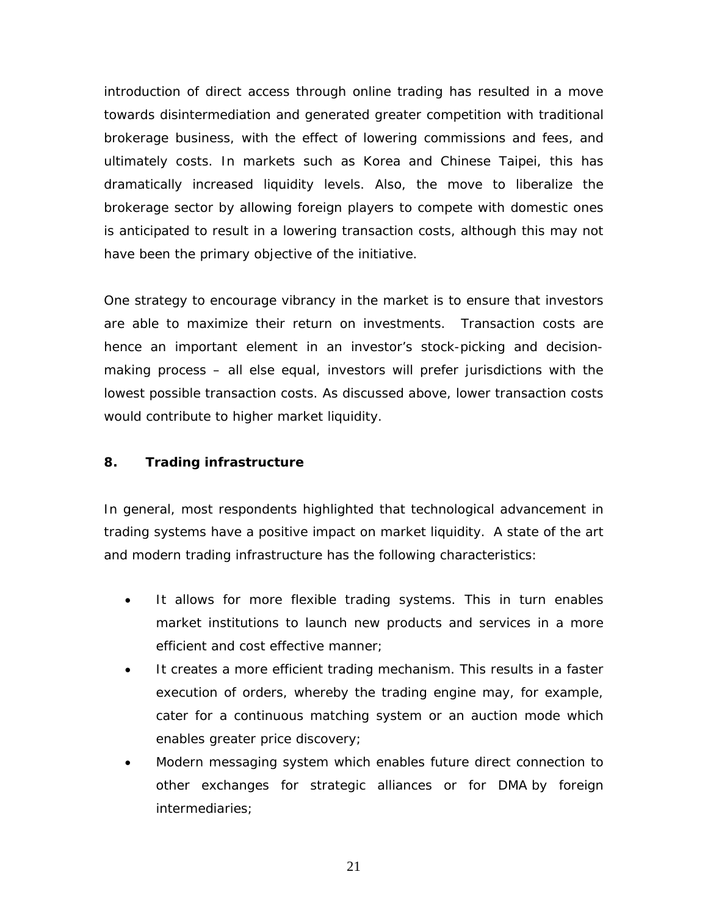introduction of direct access through online trading has resulted in a move towards disintermediation and generated greater competition with traditional brokerage business, with the effect of lowering commissions and fees, and ultimately costs. In markets such as Korea and Chinese Taipei, this has dramatically increased liquidity levels. Also, the move to liberalize the brokerage sector by allowing foreign players to compete with domestic ones is anticipated to result in a lowering transaction costs, although this may not have been the primary objective of the initiative.

One strategy to encourage vibrancy in the market is to ensure that investors are able to maximize their return on investments. Transaction costs are hence an important element in an investor's stock-picking and decision-making process – all else equal, investors will prefer jurisdictions with the lowest possible transaction costs. As discussed above, lower transaction costs would contribute to higher market liquidity.

## 8. Trading infrastructure

In general, most respondents highlighted that technological advancement in trading systems have a positive impact on market liquidity. A state of the art and modern trading infrastructure has the following characteristics:

- It allows for more flexible trading systems. This in turn enables market institutions to launch new products and services in a more efficient and cost effective manner;
- It creates a more efficient trading mechanism. This results in a faster execution of orders, whereby the trading engine may, for example, cater for a continuous matching system or an auction mode which enables greater price discovery;
- Modern messaging system which enables future direct connection to other exchanges for strategic alliances or for DMA by foreign intermediaries;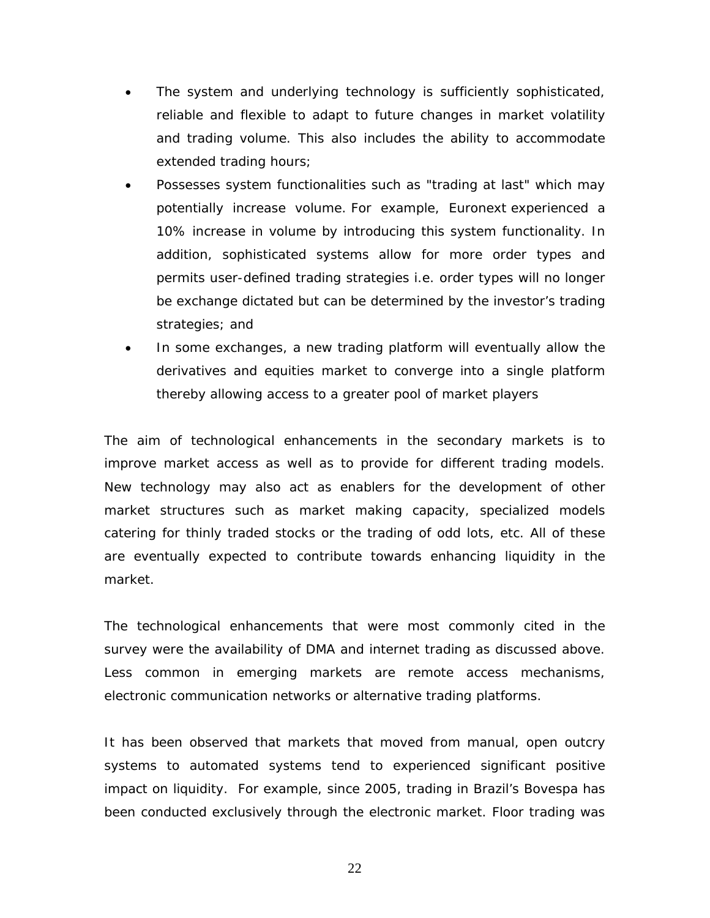- The system and underlying technology is sufficiently sophisticated, reliable and flexible to adapt to future changes in market volatility and trading volume. This also includes the ability to accommodate extended trading hours;
- Possesses system functionalities such as "trading at last" which may potentially increase volume. For example, Euronext experienced a 10% increase in volume by introducing this system functionality. In addition, sophisticated systems allow for more order types and permits user-defined trading strategies i.e. order types will no longer be exchange dictated but can be determined by the investor's trading strategies; and
- In some exchanges, a new trading platform will eventually allow the derivatives and equities market to converge into a single platform thereby allowing access to a greater pool of market players

The aim of technological enhancements in the secondary markets is to improve market access as well as to provide for different trading models. New technology may also act as enablers for the development of other market structures such as market making capacity, specialized models catering for thinly traded stocks or the trading of odd lots, etc. All of these are eventually expected to contribute towards enhancing liquidity in the market.

The technological enhancements that were most commonly cited in the survey were the availability of DMA and internet trading as discussed above. Less common in emerging markets are remote access mechanisms, electronic communication networks or alternative trading platforms.

It has been observed that markets that moved from manual, open outcry systems to automated systems tend to experienced significant positive impact on liquidity. For example, since 2005, trading in Brazil's Bovespa has been conducted exclusively through the electronic market. Floor trading was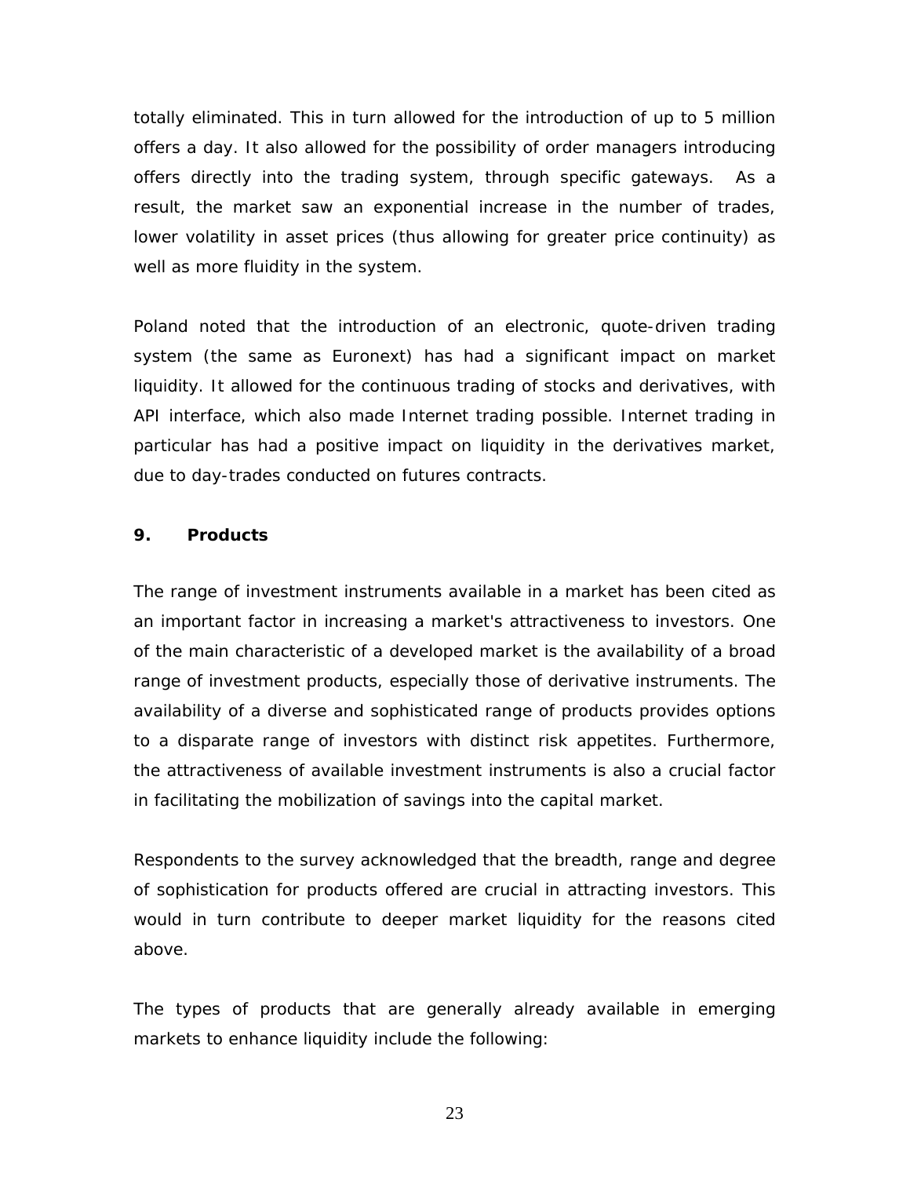totally eliminated. This in turn allowed for the introduction of up to 5 million offers a day. It also allowed for the possibility of order managers introducing offers directly into the trading system, through specific gateways. As a result, the market saw an exponential increase in the number of trades, lower volatility in asset prices (thus allowing for greater price continuity) as well as more fluidity in the system.

Poland noted that the introduction of an electronic, quote-driven trading system (the same as Euronext) has had a significant impact on market liquidity. It allowed for the continuous trading of stocks and derivatives, with API interface, which also made Internet trading possible. Internet trading in particular has had a positive impact on liquidity in the derivatives market, due to day-trades conducted on futures contracts.

## 9. Products

The range of investment instruments available in a market has been cited as an important factor in increasing a market's attractiveness to investors. One of the main characteristic of a developed market is the availability of a broad range of investment products, especially those of derivative instruments. The availability of a diverse and sophisticated range of products provides options to a disparate range of investors with distinct risk appetites. Furthermore, the attractiveness of available investment instruments is also a crucial factor in facilitating the mobilization of savings into the capital market.

Respondents to the survey acknowledged that the breadth, range and degree of sophistication for products offered are crucial in attracting investors. This would in turn contribute to deeper market liquidity for the reasons cited above.

The types of products that are generally already available in emerging markets to enhance liquidity include the following: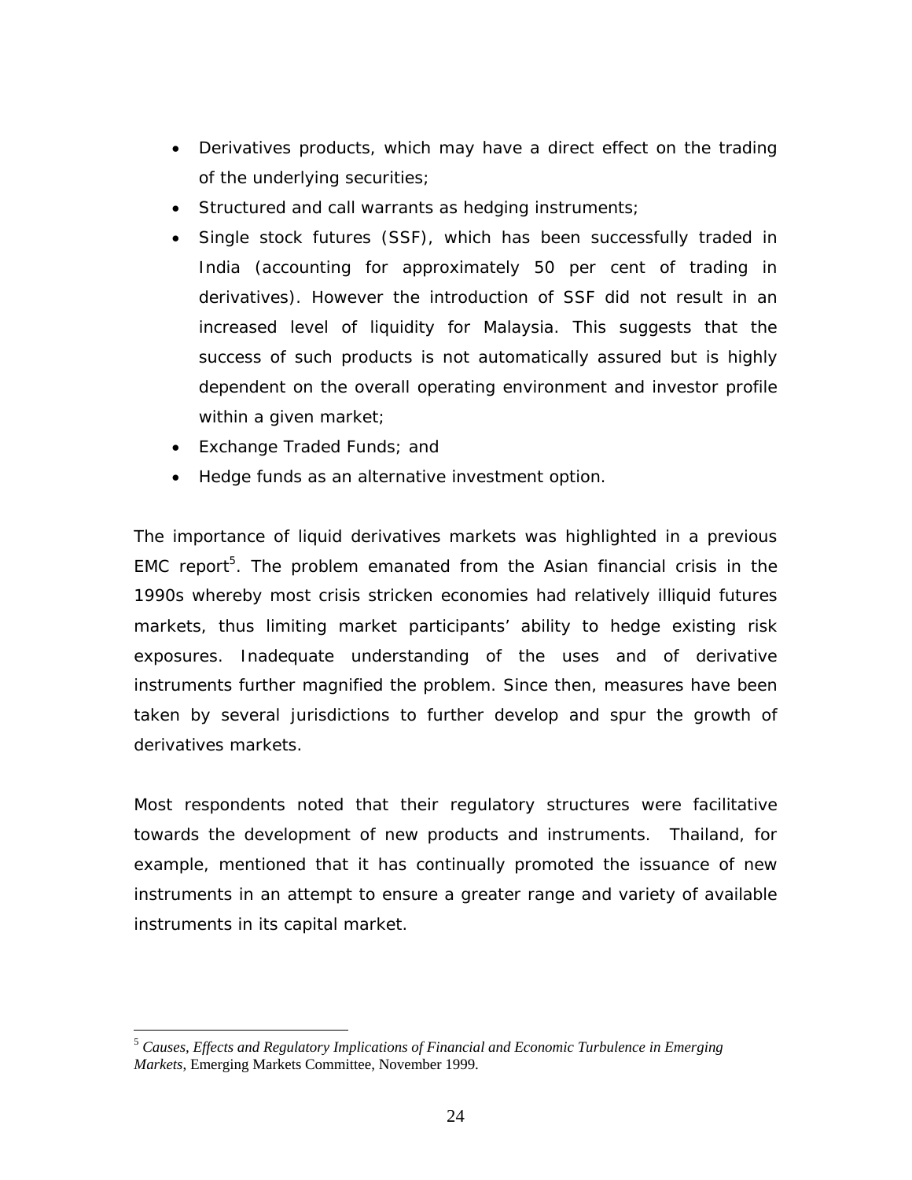- Derivatives products, which may have a direct effect on the trading of the underlying securities;
- Structured and call warrants as hedging instruments;
- Single stock futures (SSF), which has been successfully traded in India (accounting for approximately 50 per cent of trading in derivatives). However the introduction of SSF did not result in an increased level of liquidity for Malaysia. This suggests that the success of such products is not automatically assured but is highly dependent on the overall operating environment and investor profile within a given market;
- Exchange Traded Funds; and
- Hedge funds as an alternative investment option.

The importance of liquid derivatives markets was highlighted in a previous EMC report[5]. The problem emanated from the Asian financial crisis in the 1990s whereby most crisis stricken economies had relatively illiquid futures markets, thus limiting market participants' ability to hedge existing risk exposures. Inadequate understanding of the uses and of derivative instruments further magnified the problem. Since then, measures have been taken by several jurisdictions to further develop and spur the growth of derivatives markets.

Most respondents noted that their regulatory structures were facilitative towards the development of new products and instruments. Thailand, for example, mentioned that it has continually promoted the issuance of new instruments in an attempt to ensure a greater range and variety of available instruments in its capital market.

[5] *Causes, Effects and Regulatory Implications of Financial and Economic Turbulence in Emerging Markets*, Emerging Markets Committee, November 1999.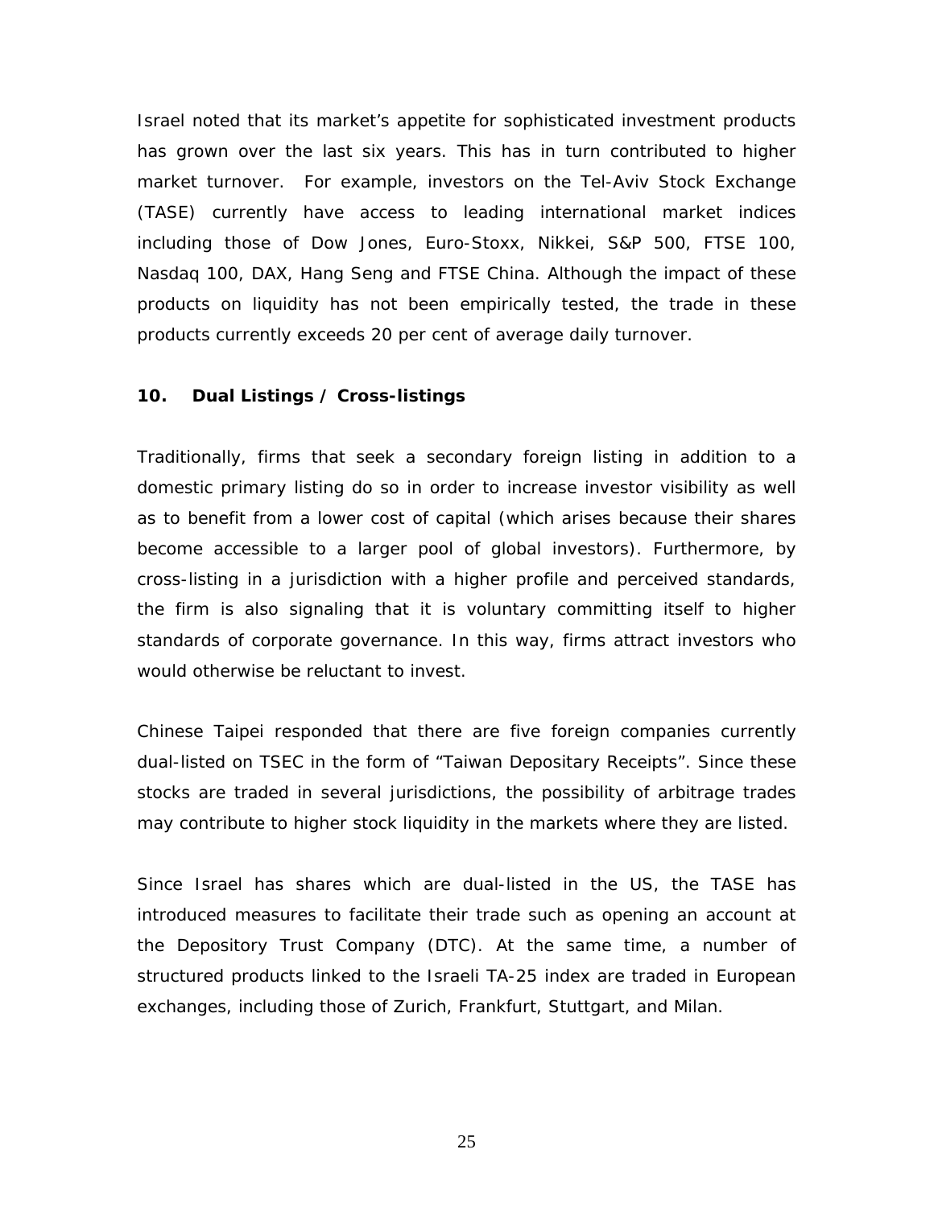Israel noted that its market's appetite for sophisticated investment products has grown over the last six years. This has in turn contributed to higher market turnover. For example, investors on the Tel-Aviv Stock Exchange (TASE) currently have access to leading international market indices including those of Dow Jones, Euro-Stoxx, Nikkei, S&P 500, FTSE 100, Nasdaq 100, DAX, Hang Seng and FTSE China. Although the impact of these products on liquidity has not been empirically tested, the trade in these products currently exceeds 20 per cent of average daily turnover.

## 10. Dual Listings / Cross-listings

Traditionally, firms that seek a secondary foreign listing in addition to a domestic primary listing do so in order to increase investor visibility as well as to benefit from a lower cost of capital (which arises because their shares become accessible to a larger pool of global investors). Furthermore, by cross-listing in a jurisdiction with a higher profile and perceived standards, the firm is also signaling that it is voluntary committing itself to higher standards of corporate governance. In this way, firms attract investors who would otherwise be reluctant to invest.

Chinese Taipei responded that there are five foreign companies currently dual-listed on TSEC in the form of "Taiwan Depositary Receipts". Since these stocks are traded in several jurisdictions, the possibility of arbitrage trades may contribute to higher stock liquidity in the markets where they are listed.

Since Israel has shares which are dual-listed in the US, the TASE has introduced measures to facilitate their trade such as opening an account at the Depository Trust Company (DTC). At the same time, a number of structured products linked to the Israeli TA-25 index are traded in European exchanges, including those of Zurich, Frankfurt, Stuttgart, and Milan.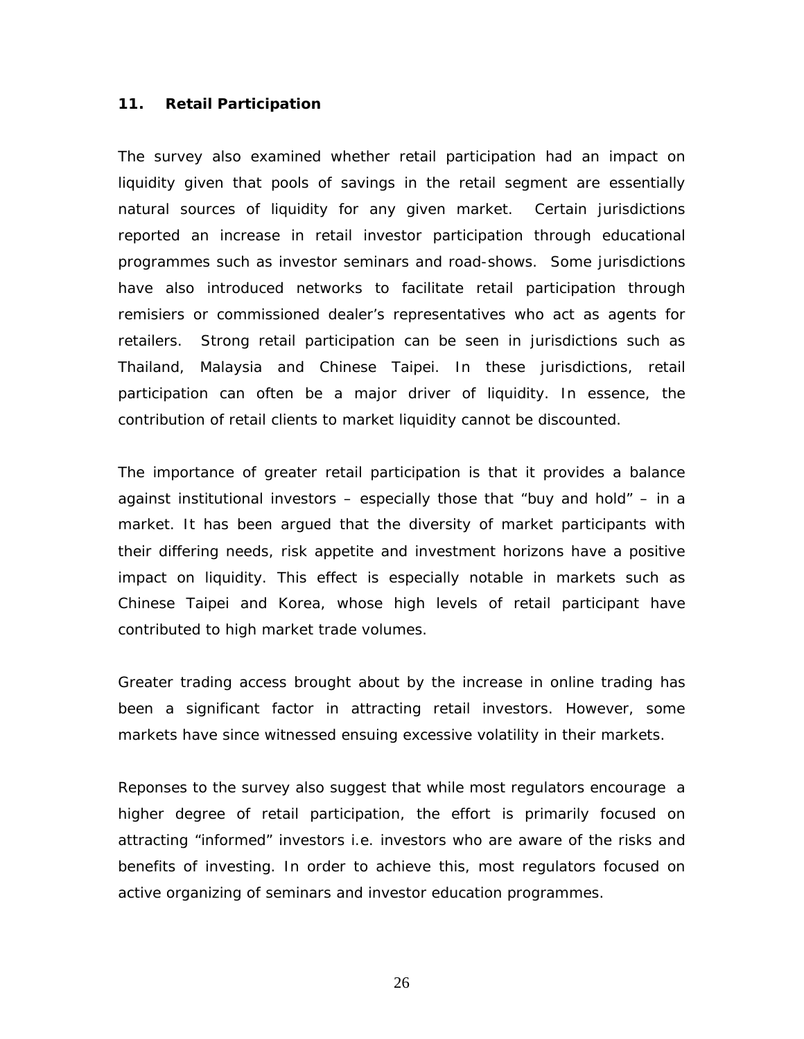## 11. Retail Participation

The survey also examined whether retail participation had an impact on liquidity given that pools of savings in the retail segment are essentially natural sources of liquidity for any given market. Certain jurisdictions reported an increase in retail investor participation through educational programmes such as investor seminars and road-shows. Some jurisdictions have also introduced networks to facilitate retail participation through remisiers or commissioned dealer's representatives who act as agents for retailers. Strong retail participation can be seen in jurisdictions such as Thailand, Malaysia and Chinese Taipei. In these jurisdictions, retail participation can often be a major driver of liquidity. In essence, the contribution of retail clients to market liquidity cannot be discounted.

The importance of greater retail participation is that it provides a balance against institutional investors – especially those that "buy and hold" – in a market. It has been argued that the diversity of market participants with their differing needs, risk appetite and investment horizons have a positive impact on liquidity. This effect is especially notable in markets such as Chinese Taipei and Korea, whose high levels of retail participant have contributed to high market trade volumes.

Greater trading access brought about by the increase in online trading has been a significant factor in attracting retail investors. However, some markets have since witnessed ensuing excessive volatility in their markets.

Reponses to the survey also suggest that while most regulators encourage a higher degree of retail participation, the effort is primarily focused on attracting "informed" investors i.e. investors who are aware of the risks and benefits of investing. In order to achieve this, most regulators focused on active organizing of seminars and investor education programmes.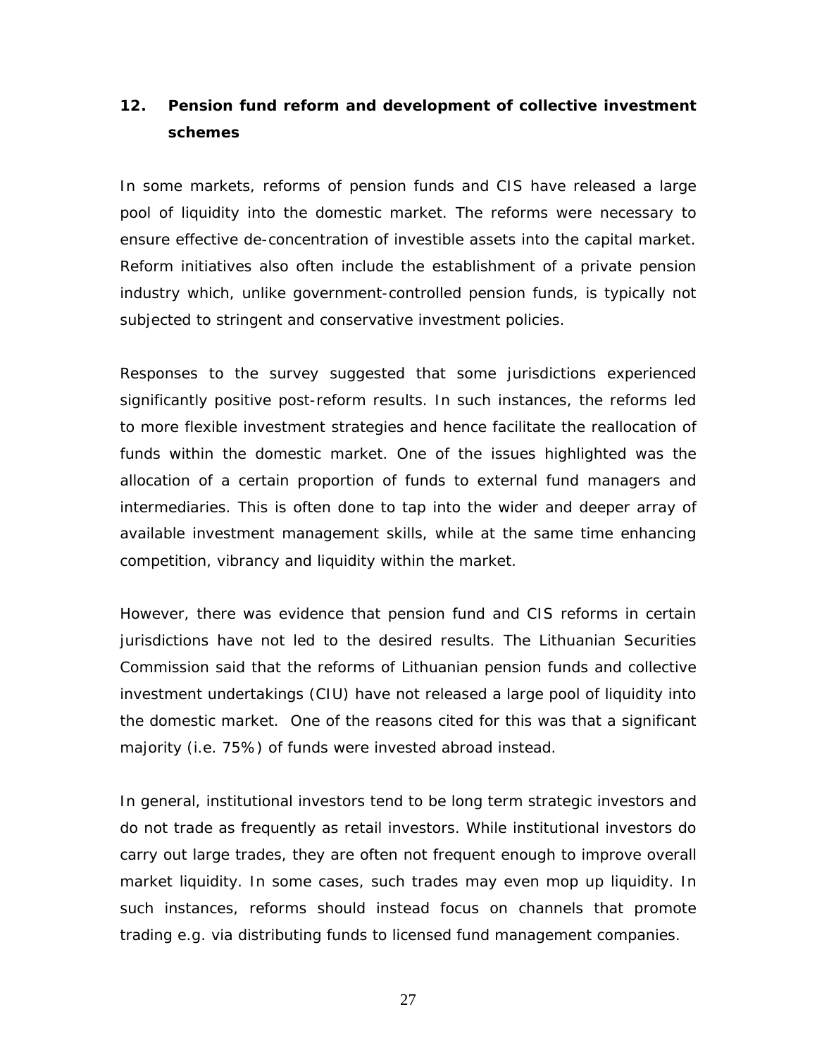## 12. Pension fund reform and development of collective investment schemes

In some markets, reforms of pension funds and CIS have released a large pool of liquidity into the domestic market. The reforms were necessary to ensure effective de-concentration of investible assets into the capital market. Reform initiatives also often include the establishment of a private pension industry which, unlike government-controlled pension funds, is typically not subjected to stringent and conservative investment policies.

Responses to the survey suggested that some jurisdictions experienced significantly positive post-reform results. In such instances, the reforms led to more flexible investment strategies and hence facilitate the reallocation of funds within the domestic market. One of the issues highlighted was the allocation of a certain proportion of funds to external fund managers and intermediaries. This is often done to tap into the wider and deeper array of available investment management skills, while at the same time enhancing competition, vibrancy and liquidity within the market.

However, there was evidence that pension fund and CIS reforms in certain jurisdictions have not led to the desired results. The Lithuanian Securities Commission said that the reforms of Lithuanian pension funds and collective investment undertakings (CIU) have not released a large pool of liquidity into the domestic market. One of the reasons cited for this was that a significant majority (i.e. 75%) of funds were invested abroad instead.

In general, institutional investors tend to be long term strategic investors and do not trade as frequently as retail investors. While institutional investors do carry out large trades, they are often not frequent enough to improve overall market liquidity. In some cases, such trades may even mop up liquidity. In such instances, reforms should instead focus on channels that promote trading e.g. via distributing funds to licensed fund management companies.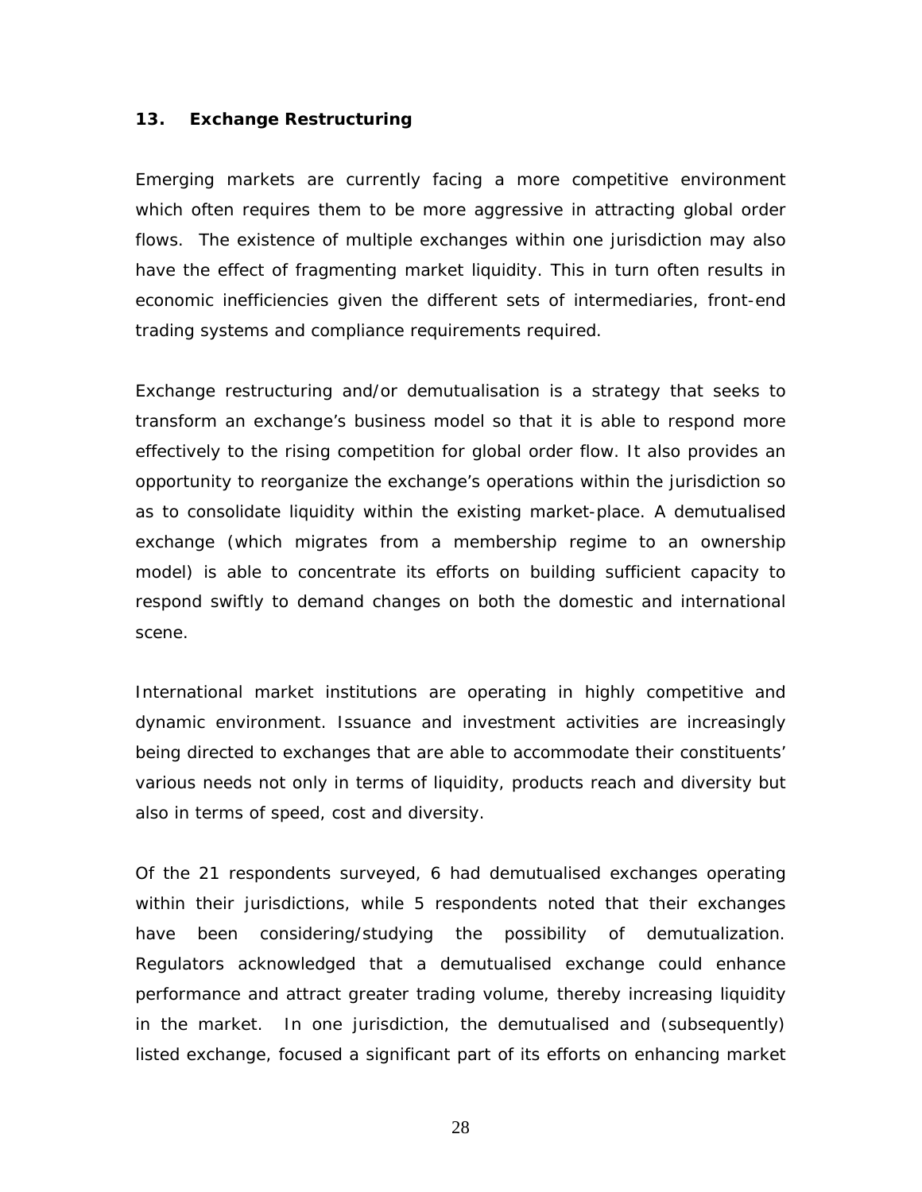## 13. Exchange Restructuring

Emerging markets are currently facing a more competitive environment which often requires them to be more aggressive in attracting global order flows. The existence of multiple exchanges within one jurisdiction may also have the effect of fragmenting market liquidity. This in turn often results in economic inefficiencies given the different sets of intermediaries, front-end trading systems and compliance requirements required.

Exchange restructuring and/or demutualisation is a strategy that seeks to transform an exchange's business model so that it is able to respond more effectively to the rising competition for global order flow. It also provides an opportunity to reorganize the exchange's operations within the jurisdiction so as to consolidate liquidity within the existing market-place. A demutualised exchange (which migrates from a membership regime to an ownership model) is able to concentrate its efforts on building sufficient capacity to respond swiftly to demand changes on both the domestic and international scene.

International market institutions are operating in highly competitive and dynamic environment. Issuance and investment activities are increasingly being directed to exchanges that are able to accommodate their constituents' various needs not only in terms of liquidity, products reach and diversity but also in terms of speed, cost and diversity.

Of the 21 respondents surveyed, 6 had demutualised exchanges operating within their jurisdictions, while 5 respondents noted that their exchanges have been considering/studying the possibility of demutualization. Regulators acknowledged that a demutualised exchange could enhance performance and attract greater trading volume, thereby increasing liquidity in the market. In one jurisdiction, the demutualised and (subsequently) listed exchange, focused a significant part of its efforts on enhancing market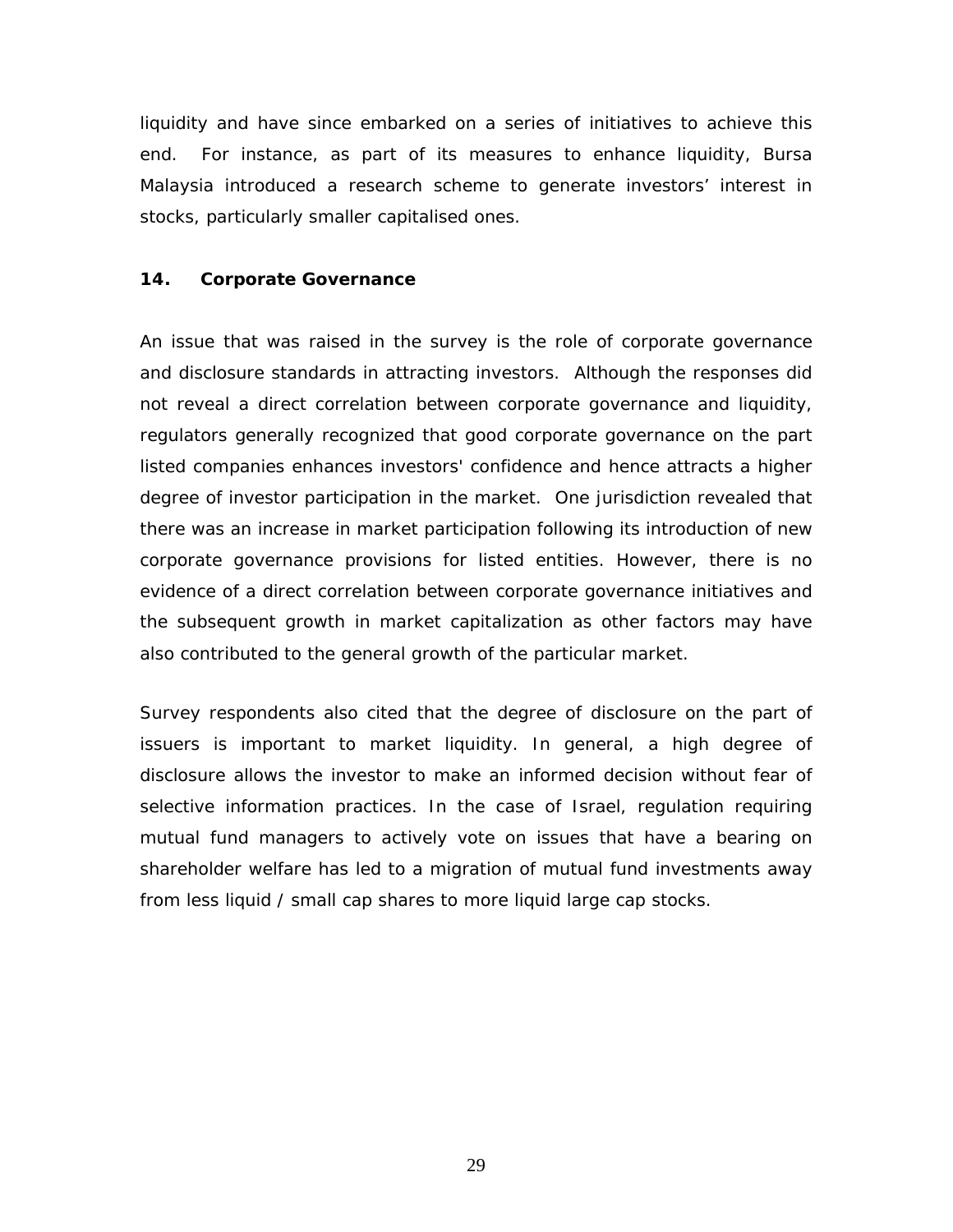liquidity and have since embarked on a series of initiatives to achieve this end. For instance, as part of its measures to enhance liquidity, Bursa Malaysia introduced a research scheme to generate investors' interest in stocks, particularly smaller capitalised ones.

## 14. Corporate Governance

An issue that was raised in the survey is the role of corporate governance and disclosure standards in attracting investors. Although the responses did not reveal a direct correlation between corporate governance and liquidity, regulators generally recognized that good corporate governance on the part listed companies enhances investors' confidence and hence attracts a higher degree of investor participation in the market. One jurisdiction revealed that there was an increase in market participation following its introduction of new corporate governance provisions for listed entities. However, there is no evidence of a direct correlation between corporate governance initiatives and the subsequent growth in market capitalization as other factors may have also contributed to the general growth of the particular market.

Survey respondents also cited that the degree of disclosure on the part of issuers is important to market liquidity. In general, a high degree of disclosure allows the investor to make an informed decision without fear of selective information practices. In the case of Israel, regulation requiring mutual fund managers to actively vote on issues that have a bearing on shareholder welfare has led to a migration of mutual fund investments away from less liquid / small cap shares to more liquid large cap stocks.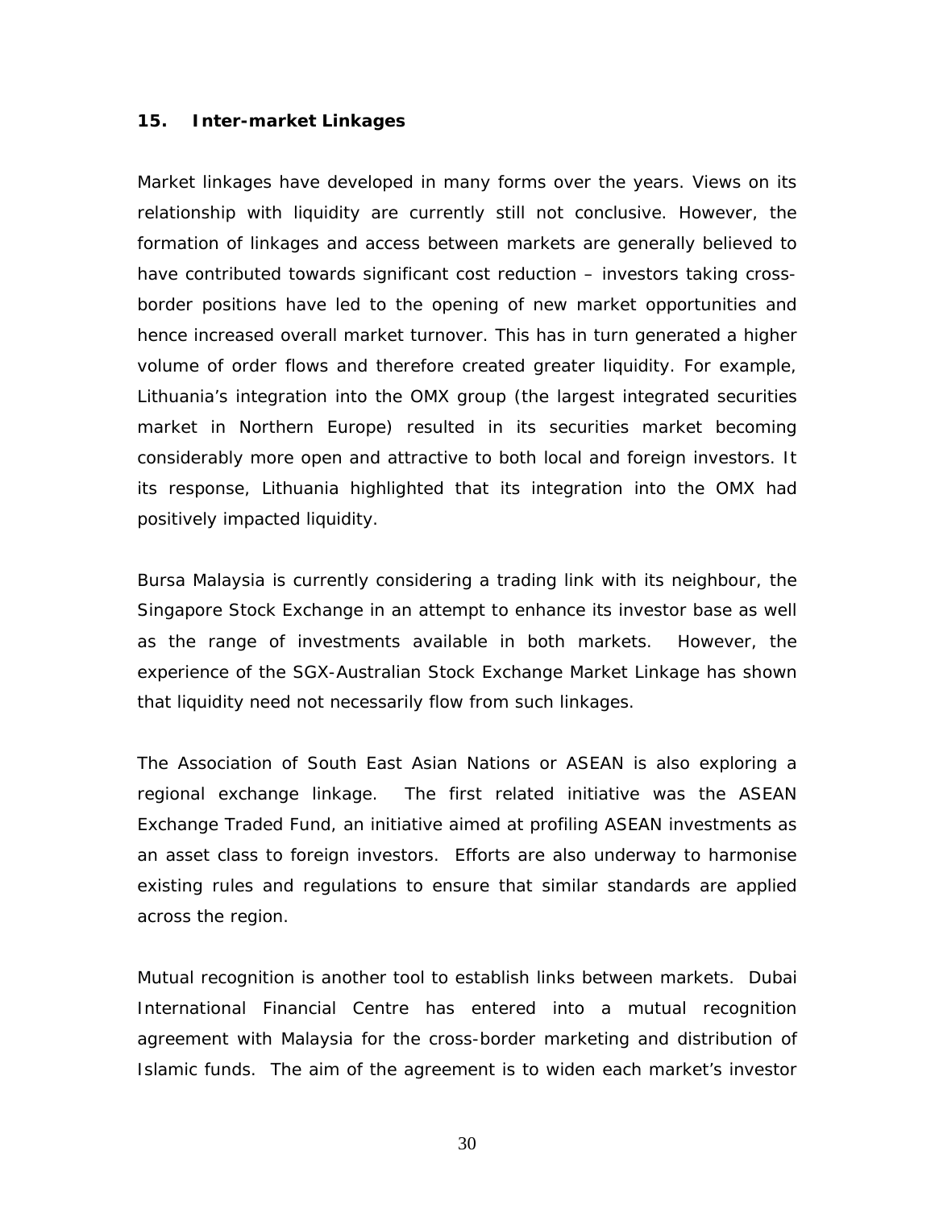## 15. Inter-market Linkages

Market linkages have developed in many forms over the years. Views on its relationship with liquidity are currently still not conclusive. However, the formation of linkages and access between markets are generally believed to have contributed towards significant cost reduction – investors taking cross-border positions have led to the opening of new market opportunities and hence increased overall market turnover. This has in turn generated a higher volume of order flows and therefore created greater liquidity. For example, Lithuania's integration into the OMX group (the largest integrated securities market in Northern Europe) resulted in its securities market becoming considerably more open and attractive to both local and foreign investors. It its response, Lithuania highlighted that its integration into the OMX had positively impacted liquidity.

Bursa Malaysia is currently considering a trading link with its neighbour, the Singapore Stock Exchange in an attempt to enhance its investor base as well as the range of investments available in both markets. However, the experience of the SGX-Australian Stock Exchange Market Linkage has shown that liquidity need not necessarily flow from such linkages.

The Association of South East Asian Nations or ASEAN is also exploring a regional exchange linkage. The first related initiative was the ASEAN Exchange Traded Fund, an initiative aimed at profiling ASEAN investments as an asset class to foreign investors. Efforts are also underway to harmonise existing rules and regulations to ensure that similar standards are applied across the region.

Mutual recognition is another tool to establish links between markets. Dubai International Financial Centre has entered into a mutual recognition agreement with Malaysia for the cross-border marketing and distribution of Islamic funds. The aim of the agreement is to widen each market's investor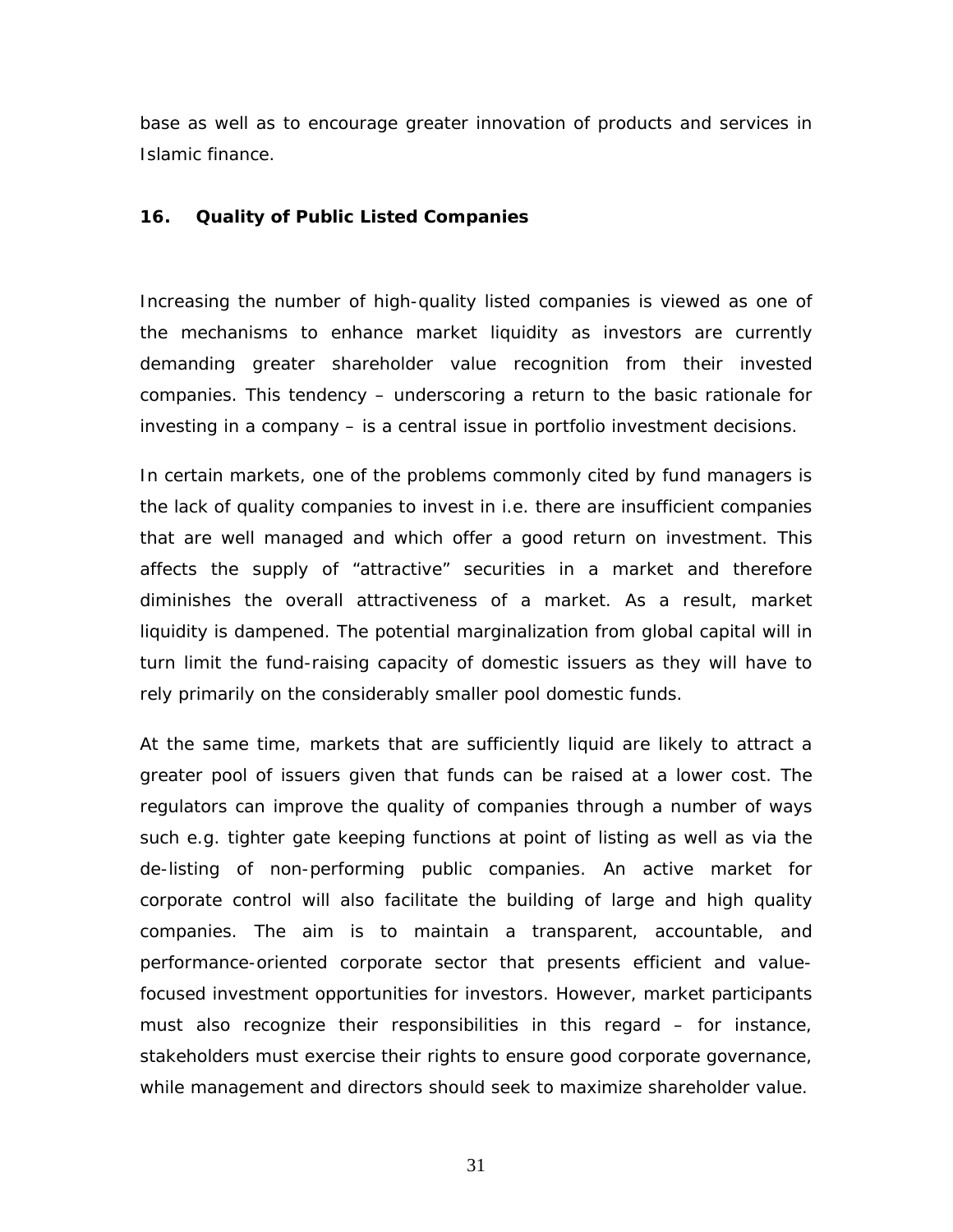base as well as to encourage greater innovation of products and services in Islamic finance.

## 16. Quality of Public Listed Companies

Increasing the number of high-quality listed companies is viewed as one of the mechanisms to enhance market liquidity as investors are currently demanding greater shareholder value recognition from their invested companies. This tendency – underscoring a return to the basic rationale for investing in a company – is a central issue in portfolio investment decisions.

In certain markets, one of the problems commonly cited by fund managers is the lack of quality companies to invest in i.e. there are insufficient companies that are well managed and which offer a good return on investment. This affects the supply of "attractive" securities in a market and therefore diminishes the overall attractiveness of a market. As a result, market liquidity is dampened. The potential marginalization from global capital will in turn limit the fund-raising capacity of domestic issuers as they will have to rely primarily on the considerably smaller pool domestic funds.

At the same time, markets that are sufficiently liquid are likely to attract a greater pool of issuers given that funds can be raised at a lower cost. The regulators can improve the quality of companies through a number of ways such e.g. tighter gate keeping functions at point of listing as well as via the de-listing of non-performing public companies. An active market for corporate control will also facilitate the building of large and high quality companies. The aim is to maintain a transparent, accountable, and performance-oriented corporate sector that presents efficient and value-focused investment opportunities for investors. However, market participants must also recognize their responsibilities in this regard – for instance, stakeholders must exercise their rights to ensure good corporate governance, while management and directors should seek to maximize shareholder value.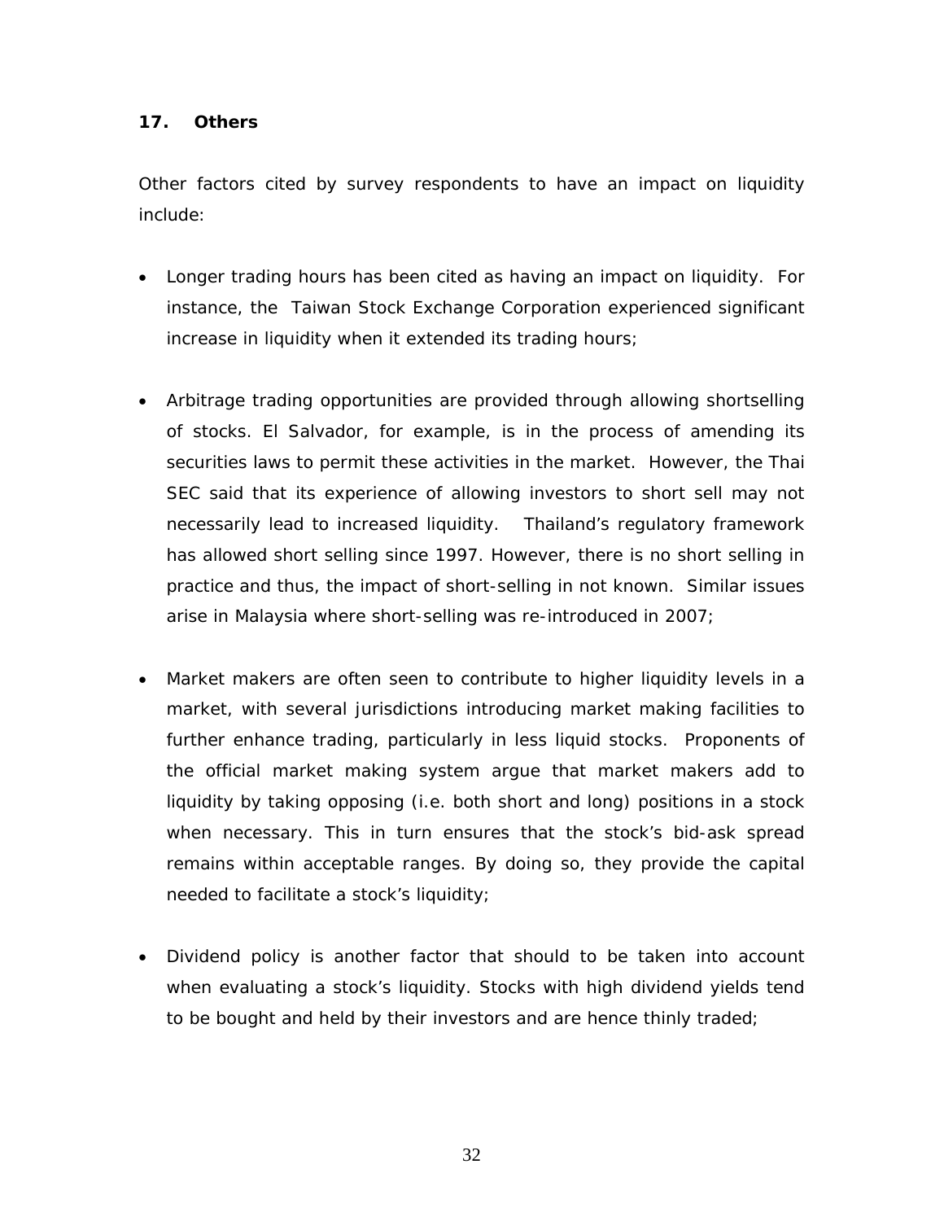## 17. Others

Other factors cited by survey respondents to have an impact on liquidity include:

- Longer trading hours has been cited as having an impact on liquidity. For instance, the Taiwan Stock Exchange Corporation experienced significant increase in liquidity when it extended its trading hours;

- Arbitrage trading opportunities are provided through allowing shortselling of stocks. El Salvador, for example, is in the process of amending its securities laws to permit these activities in the market. However, the Thai SEC said that its experience of allowing investors to short sell may not necessarily lead to increased liquidity. Thailand's regulatory framework has allowed short selling since 1997. However, there is no short selling in practice and thus, the impact of short-selling in not known. Similar issues arise in Malaysia where short-selling was re-introduced in 2007;

- Market makers are often seen to contribute to higher liquidity levels in a market, with several jurisdictions introducing market making facilities to further enhance trading, particularly in less liquid stocks. Proponents of the official market making system argue that market makers add to liquidity by taking opposing (i.e. both short and long) positions in a stock when necessary. This in turn ensures that the stock's bid-ask spread remains within acceptable ranges. By doing so, they provide the capital needed to facilitate a stock's liquidity;

- Dividend policy is another factor that should to be taken into account when evaluating a stock's liquidity. Stocks with high dividend yields tend to be bought and held by their investors and are hence thinly traded;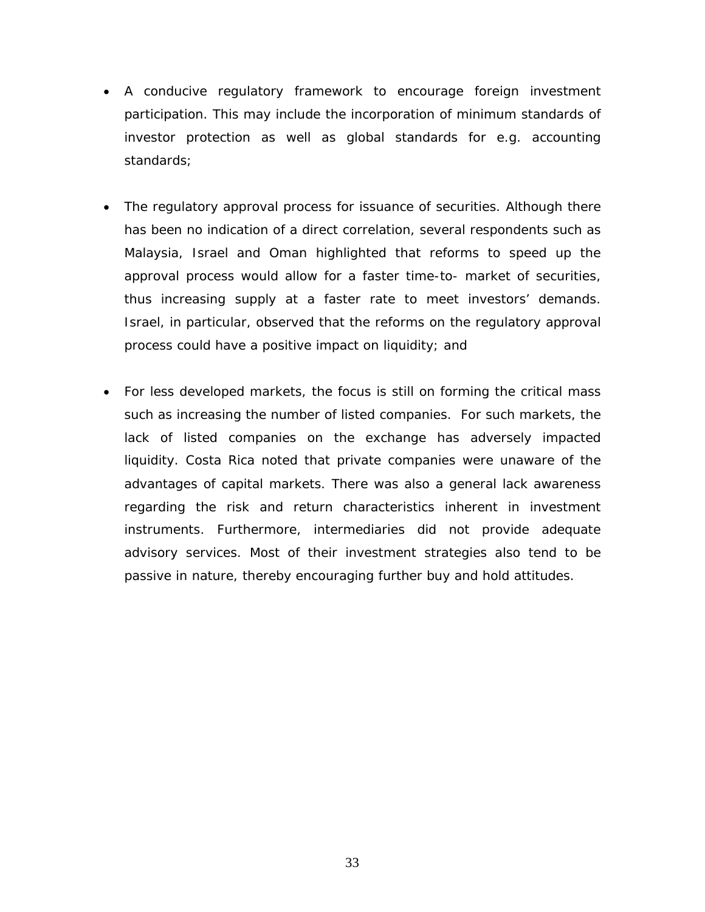- A conducive regulatory framework to encourage foreign investment participation. This may include the incorporation of minimum standards of investor protection as well as global standards for e.g. accounting standards;

- The regulatory approval process for issuance of securities. Although there has been no indication of a direct correlation, several respondents such as Malaysia, Israel and Oman highlighted that reforms to speed up the approval process would allow for a faster time-to- market of securities, thus increasing supply at a faster rate to meet investors' demands. Israel, in particular, observed that the reforms on the regulatory approval process could have a positive impact on liquidity; and

- For less developed markets, the focus is still on forming the critical mass such as increasing the number of listed companies. For such markets, the lack of listed companies on the exchange has adversely impacted liquidity. Costa Rica noted that private companies were unaware of the advantages of capital markets. There was also a general lack awareness regarding the risk and return characteristics inherent in investment instruments. Furthermore, intermediaries did not provide adequate advisory services. Most of their investment strategies also tend to be passive in nature, thereby encouraging further buy and hold attitudes.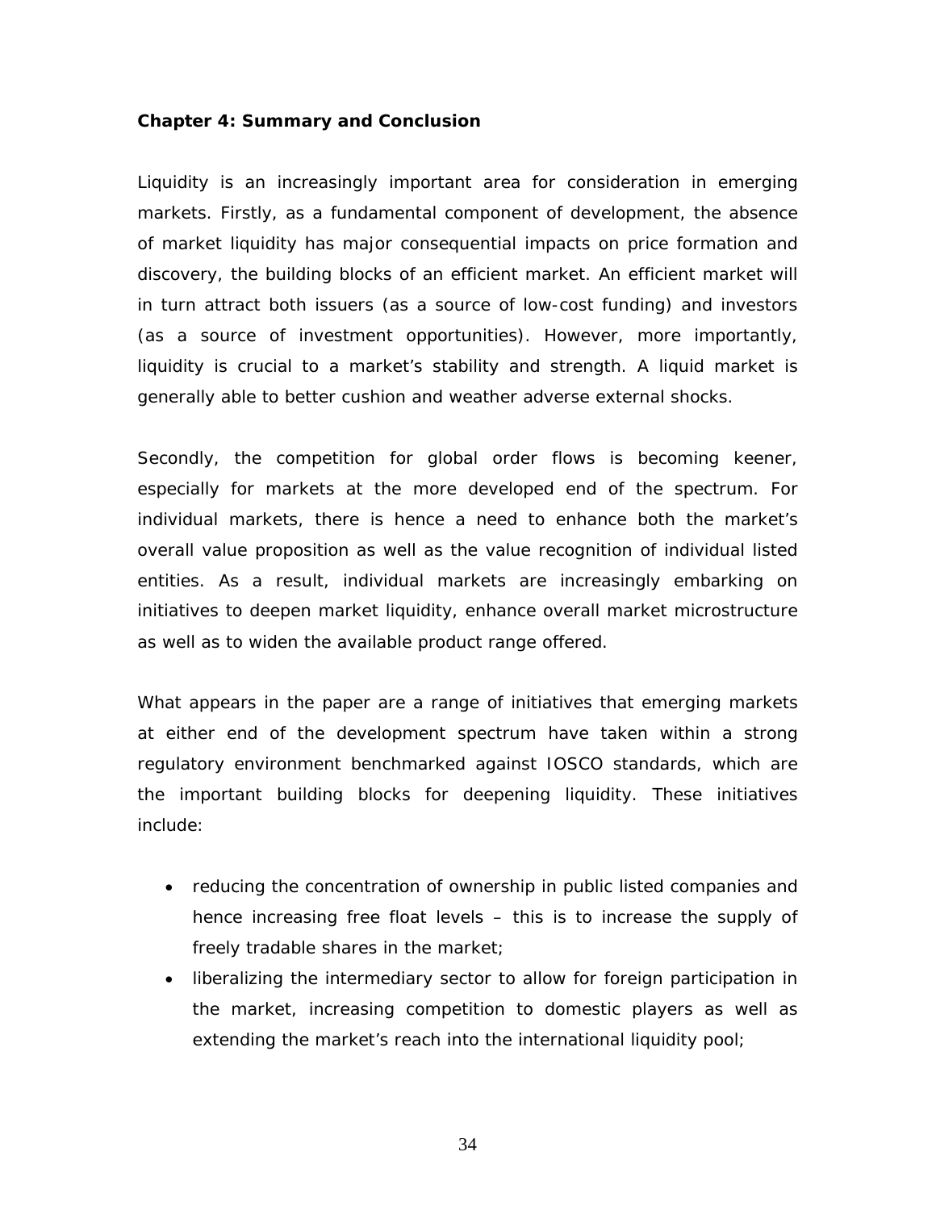## Chapter 4: Summary and Conclusion

Liquidity is an increasingly important area for consideration in emerging markets. Firstly, as a fundamental component of development, the absence of market liquidity has major consequential impacts on price formation and discovery, the building blocks of an efficient market. An efficient market will in turn attract both issuers (as a source of low-cost funding) and investors (as a source of investment opportunities). However, more importantly, liquidity is crucial to a market's stability and strength. A liquid market is generally able to better cushion and weather adverse external shocks.

Secondly, the competition for global order flows is becoming keener, especially for markets at the more developed end of the spectrum. For individual markets, there is hence a need to enhance both the market's overall value proposition as well as the value recognition of individual listed entities. As a result, individual markets are increasingly embarking on initiatives to deepen market liquidity, enhance overall market microstructure as well as to widen the available product range offered.

What appears in the paper are a range of initiatives that emerging markets at either end of the development spectrum have taken within a strong regulatory environment benchmarked against IOSCO standards, which are the important building blocks for deepening liquidity. These initiatives include:

- reducing the concentration of ownership in public listed companies and hence increasing free float levels – this is to increase the supply of freely tradable shares in the market;
- liberalizing the intermediary sector to allow for foreign participation in the market, increasing competition to domestic players as well as extending the market's reach into the international liquidity pool;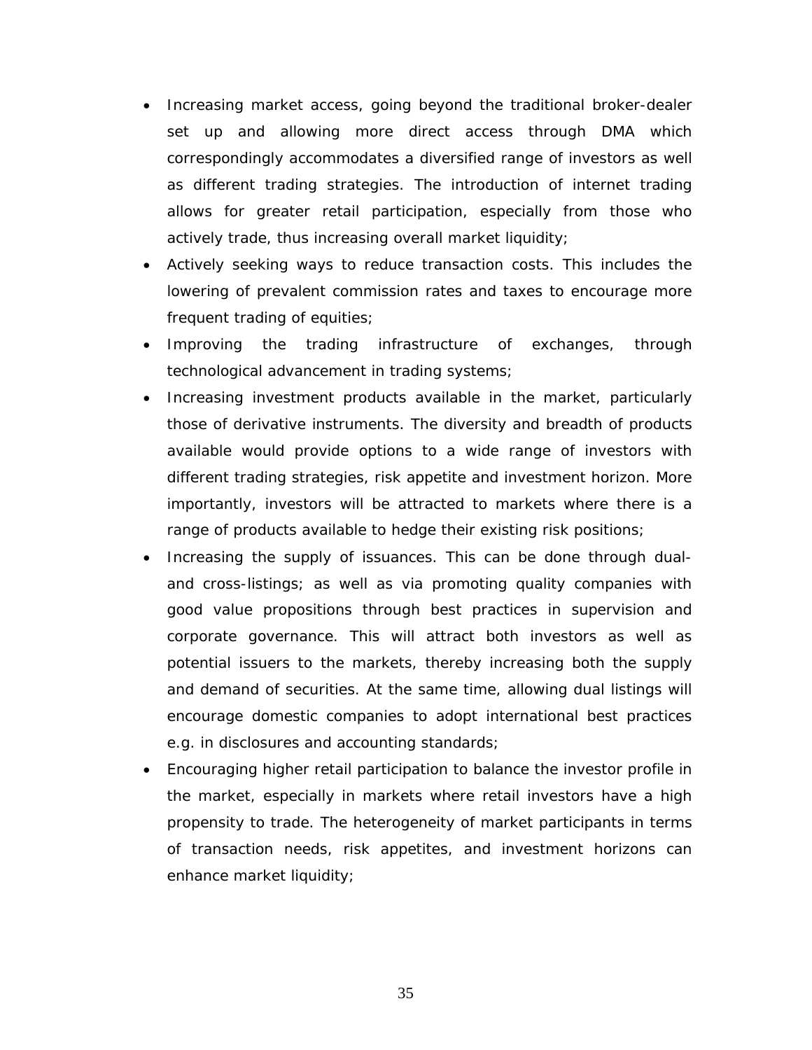- Increasing market access, going beyond the traditional broker-dealer set up and allowing more direct access through DMA which correspondingly accommodates a diversified range of investors as well as different trading strategies. The introduction of internet trading allows for greater retail participation, especially from those who actively trade, thus increasing overall market liquidity;
- Actively seeking ways to reduce transaction costs. This includes the lowering of prevalent commission rates and taxes to encourage more frequent trading of equities;
- Improving the trading infrastructure of exchanges, through technological advancement in trading systems;
- Increasing investment products available in the market, particularly those of derivative instruments. The diversity and breadth of products available would provide options to a wide range of investors with different trading strategies, risk appetite and investment horizon. More importantly, investors will be attracted to markets where there is a range of products available to hedge their existing risk positions;
- Increasing the supply of issuances. This can be done through dual- and cross-listings; as well as via promoting quality companies with good value propositions through best practices in supervision and corporate governance. This will attract both investors as well as potential issuers to the markets, thereby increasing both the supply and demand of securities. At the same time, allowing dual listings will encourage domestic companies to adopt international best practices e.g. in disclosures and accounting standards;
- Encouraging higher retail participation to balance the investor profile in the market, especially in markets where retail investors have a high propensity to trade. The heterogeneity of market participants in terms of transaction needs, risk appetites, and investment horizons can enhance market liquidity;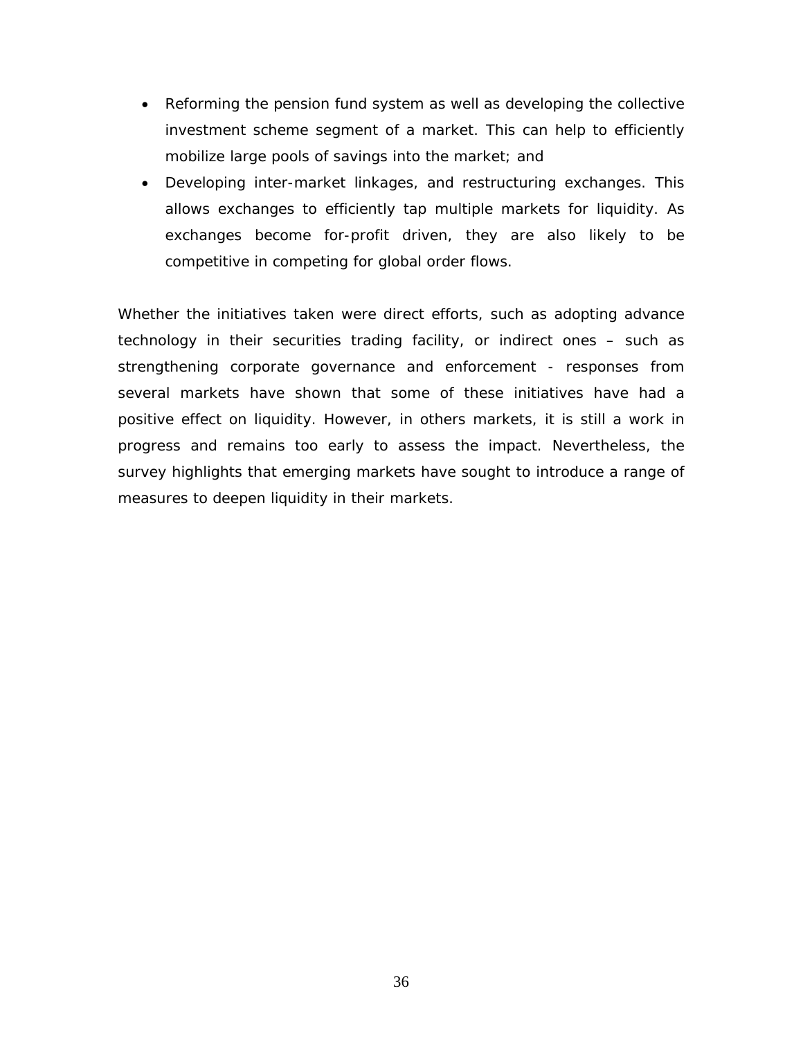- Reforming the pension fund system as well as developing the collective investment scheme segment of a market. This can help to efficiently mobilize large pools of savings into the market; and
- Developing inter-market linkages, and restructuring exchanges. This allows exchanges to efficiently tap multiple markets for liquidity. As exchanges become for-profit driven, they are also likely to be competitive in competing for global order flows.

Whether the initiatives taken were direct efforts, such as adopting advance technology in their securities trading facility, or indirect ones – such as strengthening corporate governance and enforcement - responses from several markets have shown that some of these initiatives have had a positive effect on liquidity. However, in others markets, it is still a work in progress and remains too early to assess the impact. Nevertheless, the survey highlights that emerging markets have sought to introduce a range of measures to deepen liquidity in their markets.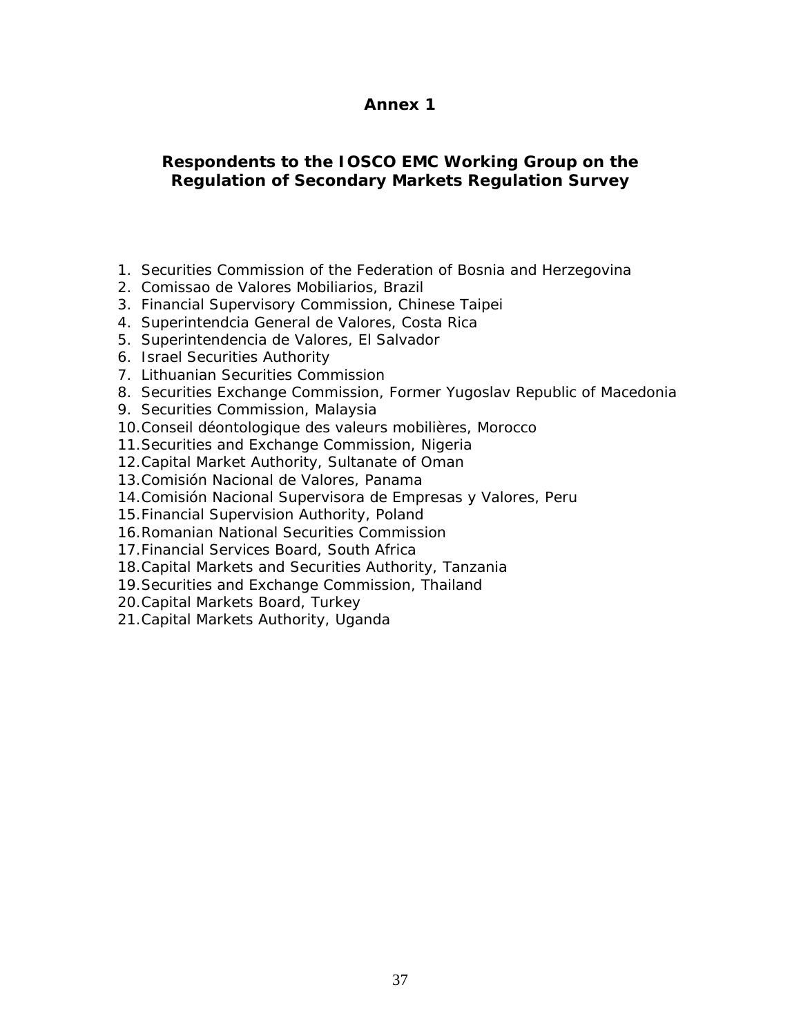# Annex 1

## Respondents to the IOSCO EMC Working Group on the Regulation of Secondary Markets Regulation Survey

1. Securities Commission of the Federation of Bosnia and Herzegovina
2. Comissao de Valores Mobiliarios, Brazil
3. Financial Supervisory Commission, Chinese Taipei
4. Superintendcia General de Valores, Costa Rica
5. Superintendencia de Valores, El Salvador
6. Israel Securities Authority
7. Lithuanian Securities Commission
8. Securities Exchange Commission, Former Yugoslav Republic of Macedonia
9. Securities Commission, Malaysia
10. Conseil déontologique des valeurs mobilières, Morocco
11. Securities and Exchange Commission, Nigeria
12. Capital Market Authority, Sultanate of Oman
13. Comisión Nacional de Valores, Panama
14. Comisión Nacional Supervisora de Empresas y Valores, Peru
15. Financial Supervision Authority, Poland
16. Romanian National Securities Commission
17. Financial Services Board, South Africa
18. Capital Markets and Securities Authority, Tanzania
19. Securities and Exchange Commission, Thailand
20. Capital Markets Board, Turkey
21. Capital Markets Authority, Uganda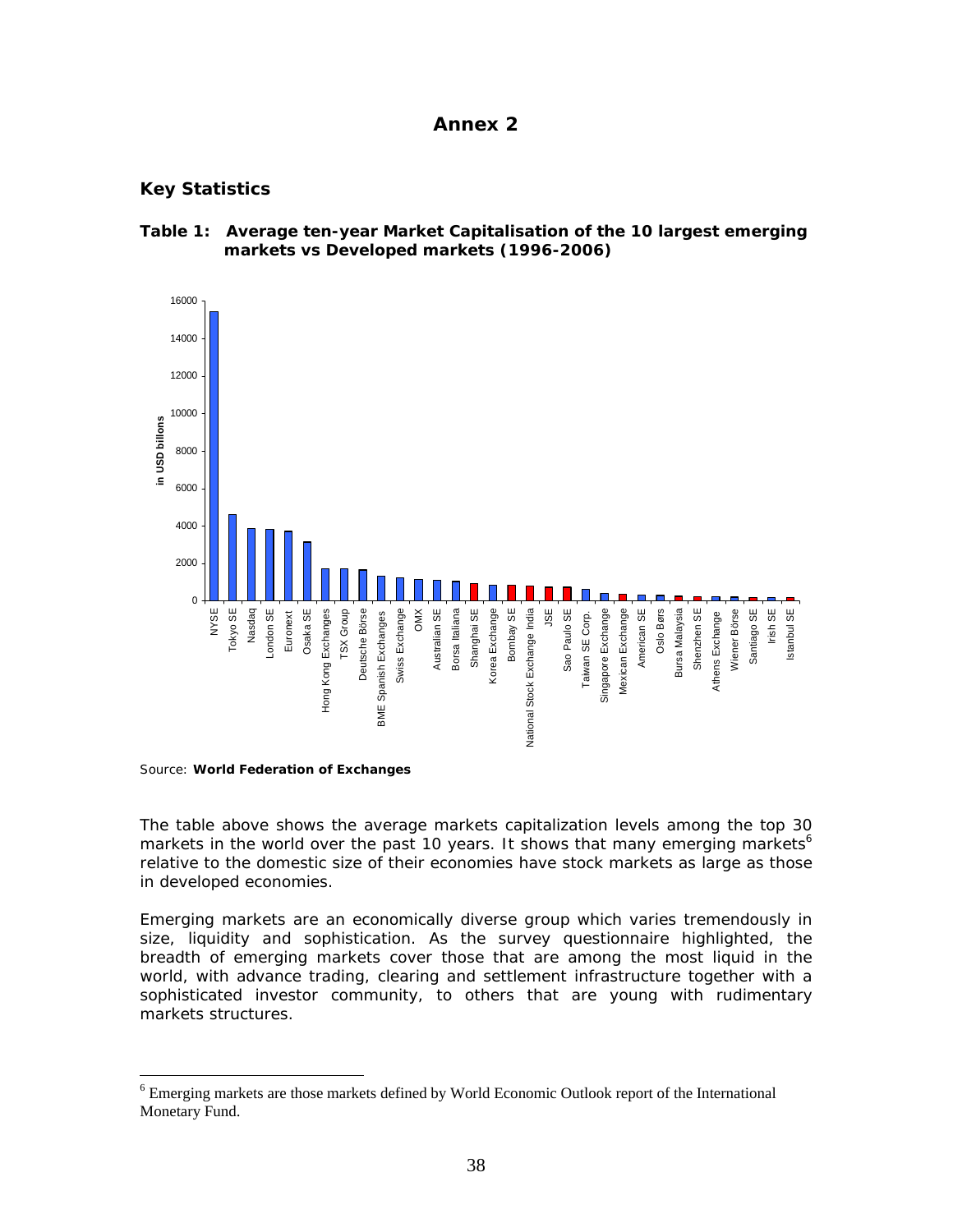# Annex 2

## Key Statistics

**Table 1: Average ten-year Market Capitalisation of the 10 largest emerging markets vs Developed markets (1996-2006)**

Source: **World Federation of Exchanges**

The table above shows the average markets capitalization levels among the top 30 markets in the world over the past 10 years. It shows that many emerging markets[6] relative to the domestic size of their economies have stock markets as large as those in developed economies.

Emerging markets are an economically diverse group which varies tremendously in size, liquidity and sophistication. As the survey questionnaire highlighted, the breadth of emerging markets cover those that are among the most liquid in the world, with advance trading, clearing and settlement infrastructure together with a sophisticated investor community, to others that are young with rudimentary markets structures.

---

[6] Emerging markets are those markets defined by World Economic Outlook report of the International Monetary Fund.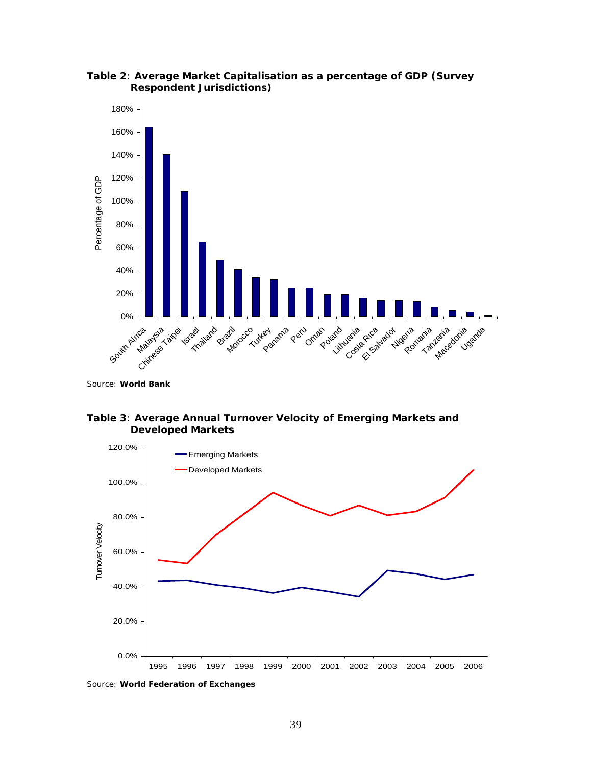**Table 2**: **Average Market Capitalisation as a percentage of GDP (Survey Respondent Jurisdictions)**

Source: **World Bank**

**Table 3**: **Average Annual Turnover Velocity of Emerging Markets and Developed Markets**

Source: **World Federation of Exchanges**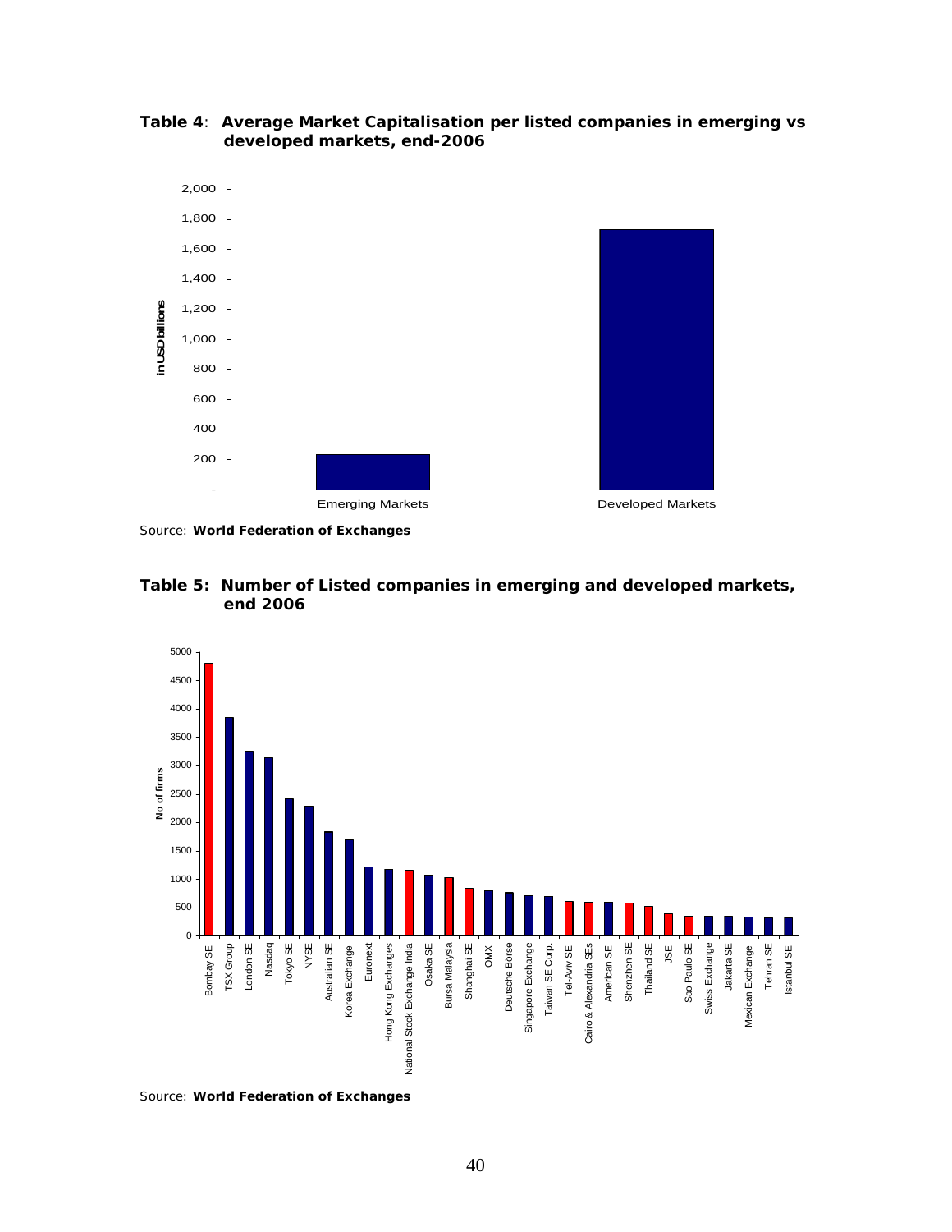**Table 4**: **Average Market Capitalisation per listed companies in emerging vs developed markets, end-2006**

Source: **World Federation of Exchanges**

**Table 5: Number of Listed companies in emerging and developed markets, end 2006**

Source: **World Federation of Exchanges**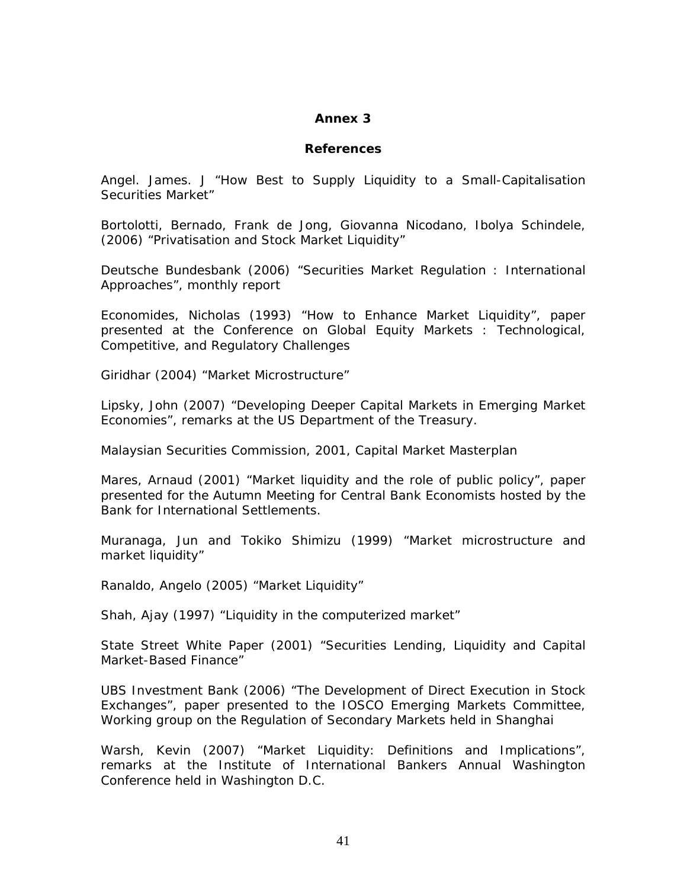# Annex 3

## References

Angel. James. J "How Best to Supply Liquidity to a Small-Capitalisation Securities Market"

Bortolotti, Bernado, Frank de Jong, Giovanna Nicodano, Ibolya Schindele, (2006) "Privatisation and Stock Market Liquidity"

Deutsche Bundesbank (2006) "Securities Market Regulation : International Approaches", monthly report

Economides, Nicholas (1993) "How to Enhance Market Liquidity", paper presented at the Conference on Global Equity Markets : Technological, Competitive, and Regulatory Challenges

Giridhar (2004) "Market Microstructure"

Lipsky, John (2007) "Developing Deeper Capital Markets in Emerging Market Economies", remarks at the US Department of the Treasury.

Malaysian Securities Commission, 2001, Capital Market Masterplan

Mares, Arnaud (2001) "Market liquidity and the role of public policy", paper presented for the Autumn Meeting for Central Bank Economists hosted by the Bank for International Settlements.

Muranaga, Jun and Tokiko Shimizu (1999) "Market microstructure and market liquidity"

Ranaldo, Angelo (2005) "Market Liquidity"

Shah, Ajay (1997) "Liquidity in the computerized market"

State Street White Paper (2001) "Securities Lending, Liquidity and Capital Market-Based Finance"

UBS Investment Bank (2006) "The Development of Direct Execution in Stock Exchanges", paper presented to the IOSCO Emerging Markets Committee, Working group on the Regulation of Secondary Markets held in Shanghai

Warsh, Kevin (2007) "Market Liquidity: Definitions and Implications", remarks at the Institute of International Bankers Annual Washington Conference held in Washington D.C.